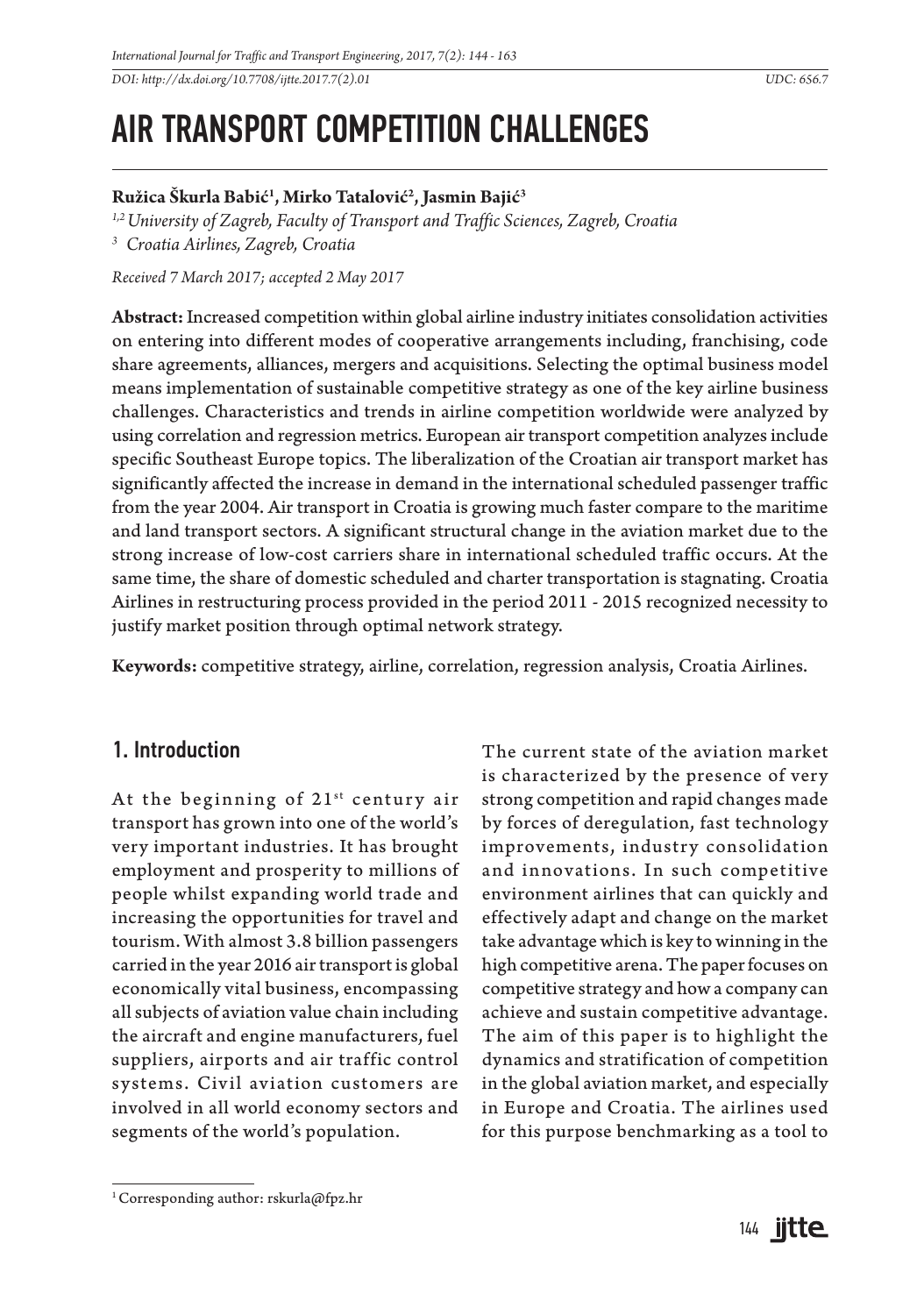DOI: http://dx.doi.org/10.7708/ijtte.2017.7(2).01 UDC: 656.7

# AIR TRANSPORT COMPETITION CHALLENGES

**Ružica Škurla Babić[1], Mirko Tatalović[2], Jasmin Bajić[3]**

*[1,2] University of Zagreb, Faculty of Transport and Traffic Sciences, Zagreb, Croatia*
*[3] Croatia Airlines, Zagreb, Croatia*

*Received 7 March 2017; accepted 2 May 2017*

**Abstract:** Increased competition within global airline industry initiates consolidation activities on entering into different modes of cooperative arrangements including, franchising, code share agreements, alliances, mergers and acquisitions. Selecting the optimal business model means implementation of sustainable competitive strategy as one of the key airline business challenges. Characteristics and trends in airline competition worldwide were analyzed by using correlation and regression metrics. European air transport competition analyzes include specific Southeast Europe topics. The liberalization of the Croatian air transport market has significantly affected the increase in demand in the international scheduled passenger traffic from the year 2004. Air transport in Croatia is growing much faster compare to the maritime and land transport sectors. A significant structural change in the aviation market due to the strong increase of low-cost carriers share in international scheduled traffic occurs. At the same time, the share of domestic scheduled and charter transportation is stagnating. Croatia Airlines in restructuring process provided in the period 2011 - 2015 recognized necessity to justify market position through optimal network strategy.

**Keywords:** competitive strategy, airline, correlation, regression analysis, Croatia Airlines.

## 1. Introduction

At the beginning of 21st century air transport has grown into one of the world's very important industries. It has brought employment and prosperity to millions of people whilst expanding world trade and increasing the opportunities for travel and tourism. With almost 3.8 billion passengers carried in the year 2016 air transport is global economically vital business, encompassing all subjects of aviation value chain including the aircraft and engine manufacturers, fuel suppliers, airports and air traffic control systems. Civil aviation customers are involved in all world economy sectors and segments of the world's population.

The current state of the aviation market is characterized by the presence of very strong competition and rapid changes made by forces of deregulation, fast technology improvements, industry consolidation and innovations. In such competitive environment airlines that can quickly and effectively adapt and change on the market take advantage which is key to winning in the high competitive arena. The paper focuses on competitive strategy and how a company can achieve and sustain competitive advantage. The aim of this paper is to highlight the dynamics and stratification of competition in the global aviation market, and especially in Europe and Croatia. The airlines used for this purpose benchmarking as a tool to

[1] Corresponding author: rskurla@fpz.hr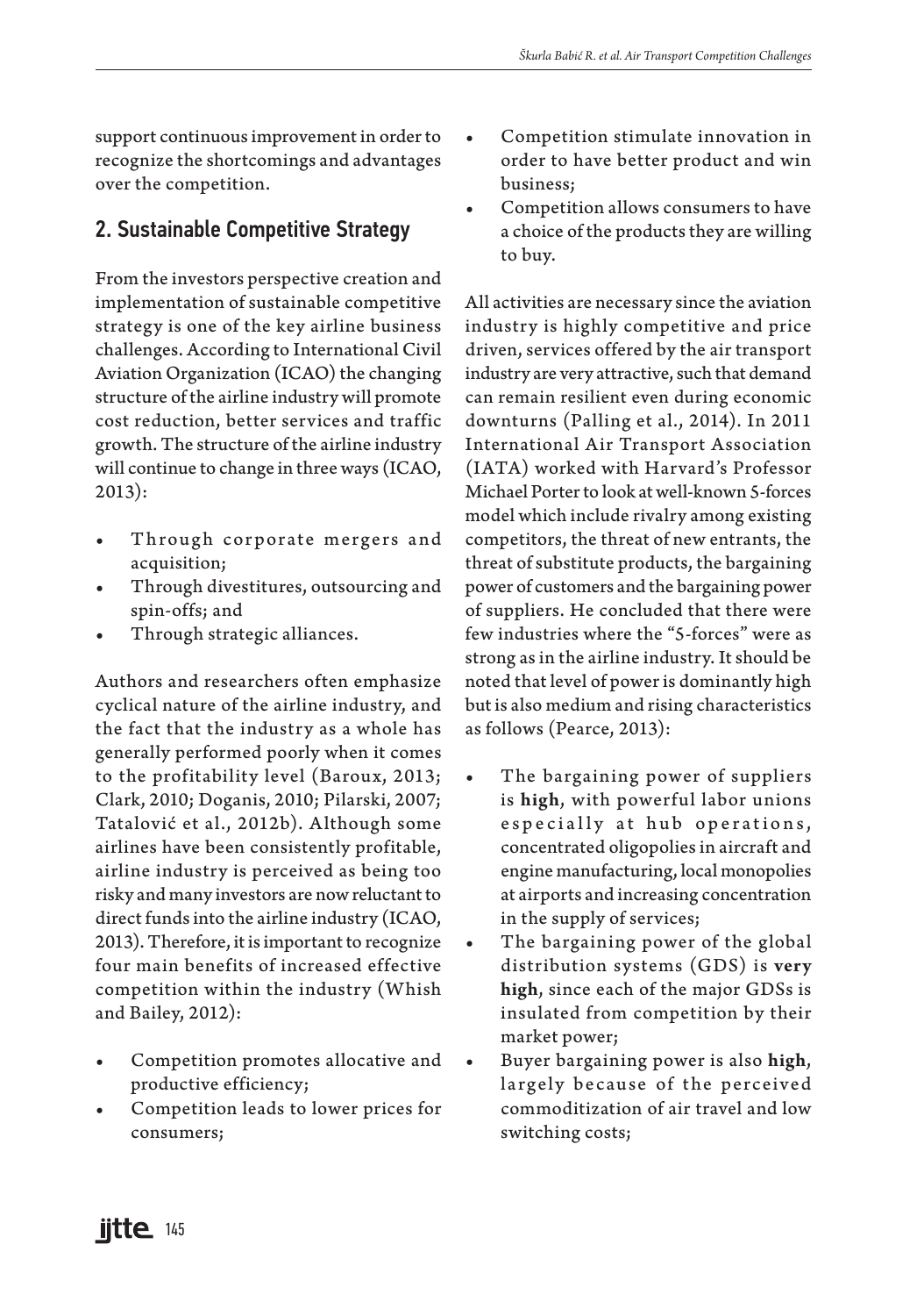support continuous improvement in order to recognize the shortcomings and advantages over the competition.

## 2. Sustainable Competitive Strategy

From the investors perspective creation and implementation of sustainable competitive strategy is one of the key airline business challenges. According to International Civil Aviation Organization (ICAO) the changing structure of the airline industry will promote cost reduction, better services and traffic growth. The structure of the airline industry will continue to change in three ways (ICAO, 2013):

- Through corporate mergers and acquisition;
- Through divestitures, outsourcing and spin-offs; and
- Through strategic alliances.

Authors and researchers often emphasize cyclical nature of the airline industry, and the fact that the industry as a whole has generally performed poorly when it comes to the profitability level (Baroux, 2013; Clark, 2010; Doganis, 2010; Pilarski, 2007; Tatalović et al., 2012b). Although some airlines have been consistently profitable, airline industry is perceived as being too risky and many investors are now reluctant to direct funds into the airline industry (ICAO, 2013). Therefore, it is important to recognize four main benefits of increased effective competition within the industry (Whish and Bailey, 2012):

- Competition promotes allocative and productive efficiency;
- Competition leads to lower prices for consumers;
- Competition stimulate innovation in order to have better product and win business;
- Competition allows consumers to have a choice of the products they are willing to buy.

All activities are necessary since the aviation industry is highly competitive and price driven, services offered by the air transport industry are very attractive, such that demand can remain resilient even during economic downturns (Palling et al., 2014). In 2011 International Air Transport Association (IATA) worked with Harvard's Professor Michael Porter to look at well-known 5-forces model which include rivalry among existing competitors, the threat of new entrants, the threat of substitute products, the bargaining power of customers and the bargaining power of suppliers. He concluded that there were few industries where the "5-forces" were as strong as in the airline industry. It should be noted that level of power is dominantly high but is also medium and rising characteristics as follows (Pearce, 2013):

- The bargaining power of suppliers is **high**, with powerful labor unions especially at hub operations, concentrated oligopolies in aircraft and engine manufacturing, local monopolies at airports and increasing concentration in the supply of services;
- The bargaining power of the global distribution systems (GDS) is **very high**, since each of the major GDSs is insulated from competition by their market power;
- Buyer bargaining power is also **high**, largely because of the perceived commoditization of air travel and low switching costs;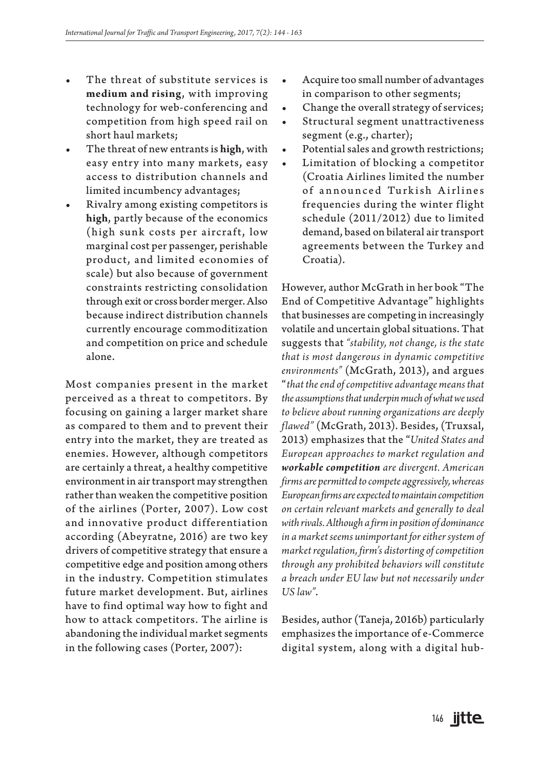- The threat of substitute services is **medium and rising**, with improving technology for web-conferencing and competition from high speed rail on short haul markets;
- The threat of new entrants is **high**, with easy entry into many markets, easy access to distribution channels and limited incumbency advantages;
- Rivalry among existing competitors is **high**, partly because of the economics (high sunk costs per aircraft, low marginal cost per passenger, perishable product, and limited economies of scale) but also because of government constraints restricting consolidation through exit or cross border merger. Also because indirect distribution channels currently encourage commoditization and competition on price and schedule alone.

Most companies present in the market perceived as a threat to competitors. By focusing on gaining a larger market share as compared to them and to prevent their entry into the market, they are treated as enemies. However, although competitors are certainly a threat, a healthy competitive environment in air transport may strengthen rather than weaken the competitive position of the airlines (Porter, 2007). Low cost and innovative product differentiation according (Abeyratne, 2016) are two key drivers of competitive strategy that ensure a competitive edge and position among others in the industry. Competition stimulates future market development. But, airlines have to find optimal way how to fight and how to attack competitors. The airline is abandoning the individual market segments in the following cases (Porter, 2007):

- Acquire too small number of advantages in comparison to other segments;
- Change the overall strategy of services;
- Structural segment unattractiveness segment (e.g., charter);
- Potential sales and growth restrictions;
- Limitation of blocking a competitor (Croatia Airlines limited the number of announced Turkish Airlines frequencies during the winter flight schedule (2011/2012) due to limited demand, based on bilateral air transport agreements between the Turkey and Croatia).

However, author McGrath in her book "The End of Competitive Advantage" highlights that businesses are competing in increasingly volatile and uncertain global situations. That suggests that *"stability, not change, is the state that is most dangerous in dynamic competitive environments"* (McGrath, 2013), and argues "*that the end of competitive advantage means that the assumptions that underpin much of what we used to believe about running organizations are deeply flawed"* (McGrath, 2013). Besides, (Truxsal, 2013) emphasizes that the "*United States and European approaches to market regulation and **workable competition** are divergent. American firms are permitted to compete aggressively, whereas European firms are expected to maintain competition on certain relevant markets and generally to deal with rivals. Although a firm in position of dominance in a market seems unimportant for either system of market regulation, firm's distorting of competition through any prohibited behaviors will constitute a breach under EU law but not necessarily under US law"*.

Besides, author (Taneja, 2016b) particularly emphasizes the importance of e-Commerce digital system, along with a digital hub-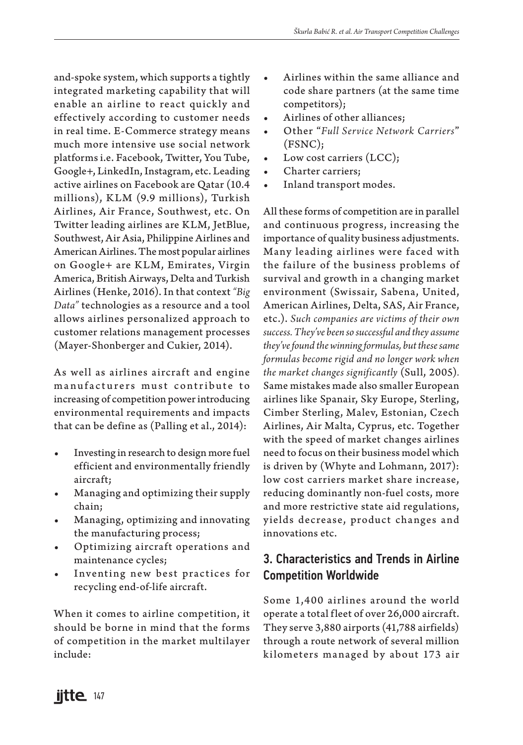and-spoke system, which supports a tightly integrated marketing capability that will enable an airline to react quickly and effectively according to customer needs in real time. E-Commerce strategy means much more intensive use social network platforms i.e. Facebook, Twitter, You Tube, Google+, LinkedIn, Instagram, etc. Leading active airlines on Facebook are Qatar (10.4 millions), KLM (9.9 millions), Turkish Airlines, Air France, Southwest, etc. On Twitter leading airlines are KLM, JetBlue, Southwest, Air Asia, Philippine Airlines and American Airlines. The most popular airlines on Google+ are KLM, Emirates, Virgin America, British Airways, Delta and Turkish Airlines (Henke, 2016). In that context *"Big Data"* technologies as a resource and a tool allows airlines personalized approach to customer relations management processes (Mayer-Shonberger and Cukier, 2014).

As well as airlines aircraft and engine manufacturers must contribute to increasing of competition power introducing environmental requirements and impacts that can be define as (Palling et al., 2014):

- Investing in research to design more fuel efficient and environmentally friendly aircraft;
- Managing and optimizing their supply chain;
- Managing, optimizing and innovating the manufacturing process;
- Optimizing aircraft operations and maintenance cycles;
- Inventing new best practices for recycling end-of-life aircraft.

When it comes to airline competition, it should be borne in mind that the forms of competition in the market multilayer include:

- Airlines within the same alliance and code share partners (at the same time competitors);
- Airlines of other alliances;
- Other "*Full Service Network Carriers*" (FSNC);
- Low cost carriers (LCC);
- Charter carriers;
- Inland transport modes.

All these forms of competition are in parallel and continuous progress, increasing the importance of quality business adjustments. Many leading airlines were faced with the failure of the business problems of survival and growth in a changing market environment (Swissair, Sabena, United, American Airlines, Delta, SAS, Air France, etc.). *Such companies are victims of their own success. They've been so successful and they assume they've found the winning formulas, but these same formulas become rigid and no longer work when the market changes significantly* (Sull, 2005). Same mistakes made also smaller European airlines like Spanair, Sky Europe, Sterling, Cimber Sterling, Malev, Estonian, Czech Airlines, Air Malta, Cyprus, etc. Together with the speed of market changes airlines need to focus on their business model which is driven by (Whyte and Lohmann, 2017): low cost carriers market share increase, reducing dominantly non-fuel costs, more and more restrictive state aid regulations, yields decrease, product changes and innovations etc.

## 3. Characteristics and Trends in Airline Competition Worldwide

Some 1,400 airlines around the world operate a total fleet of over 26,000 aircraft. They serve 3,880 airports (41,788 airfields) through a route network of several million kilometers managed by about 173 air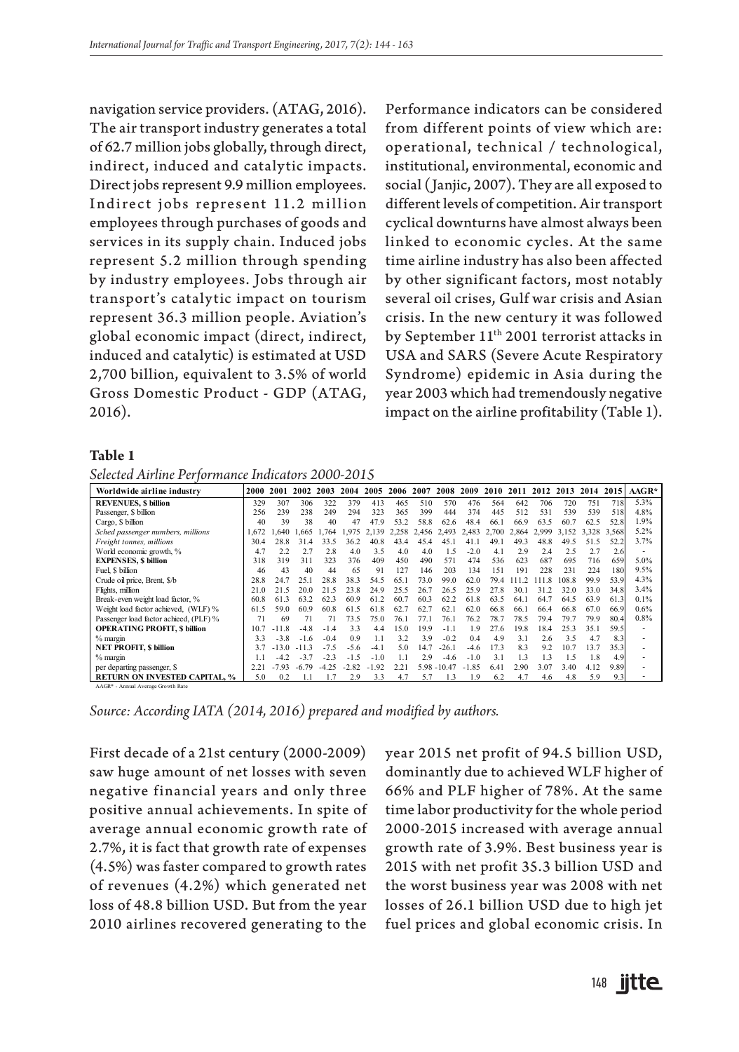navigation service providers. (ATAG, 2016). The air transport industry generates a total of 62.7 million jobs globally, through direct, indirect, induced and catalytic impacts. Direct jobs represent 9.9 million employees. Indirect jobs represent 11.2 million employees through purchases of goods and services in its supply chain. Induced jobs represent 5.2 million through spending by industry employees. Jobs through air transport's catalytic impact on tourism represent 36.3 million people. Aviation's global economic impact (direct, indirect, induced and catalytic) is estimated at USD 2,700 billion, equivalent to 3.5% of world Gross Domestic Product - GDP (ATAG, 2016).

Performance indicators can be considered from different points of view which are: operational, technical / technological, institutional, environmental, economic and social (Janjic, 2007). They are all exposed to different levels of competition. Air transport cyclical downturns have almost always been linked to economic cycles. At the same time airline industry has also been affected by other significant factors, most notably several oil crises, Gulf war crisis and Asian crisis. In the new century it was followed by September 11th 2001 terrorist attacks in USA and SARS (Severe Acute Respiratory Syndrome) epidemic in Asia during the year 2003 which had tremendously negative impact on the airline profitability (Table 1).

**Table 1**

*Selected Airline Performance Indicators 2000-2015*

| Worldwide airline industry | 2000 | 2001 | 2002 | 2003 | 2004 | 2005 | 2006 | 2007 | 2008 | 2009 | 2010 | 2011 | 2012 | 2013 | 2014 | 2015 | AAGR* |
|---|---|---|---|---|---|---|---|---|---|---|---|---|---|---|---|---|---|
| **REVENUES, $ billion** | 329 | 307 | 306 | 322 | 379 | 413 | 465 | 510 | 570 | 476 | 564 | 642 | 706 | 720 | 751 | 718 | 5.3% |
| Passenger, $ billion | 256 | 239 | 238 | 249 | 294 | 323 | 365 | 399 | 444 | 374 | 445 | 512 | 531 | 539 | 539 | 518 | 4.8% |
| Cargo, $ billion | 40 | 39 | 38 | 40 | 47 | 47.9 | 53.2 | 58.8 | 62.6 | 48.4 | 66.1 | 66.9 | 63.5 | 60.7 | 62.5 | 52.8 | 1.9% |
| *Sched passenger numbers, millions* | 1,672 | 1,640 | 1,665 | 1,764 | 1,975 | 2,139 | 2,258 | 2,456 | 2,493 | 2,483 | 2,700 | 2,864 | 2,999 | 3,152 | 3,328 | 3,568 | 5.2% |
| *Freight tonnes, millions* | 30.4 | 28.8 | 31.4 | 33.5 | 36.2 | 40.8 | 43.4 | 45.4 | 45.1 | 41.1 | 49.1 | 49.3 | 48.8 | 49.5 | 51.5 | 52.2 | 3.7% |
| World economic growth, % | 4.7 | 2.2 | 2.7 | 2.8 | 4.0 | 3.5 | 4.0 | 4.0 | 1.5 | -2.0 | 4.1 | 2.9 | 2.4 | 2.5 | 2.7 | 2.6 | - |
| **EXPENSES, $ billion** | 318 | 319 | 311 | 323 | 376 | 409 | 450 | 490 | 571 | 474 | 536 | 623 | 687 | 695 | 716 | 659 | 5.0% |
| Fuel, $ billion | 46 | 43 | 40 | 44 | 65 | 91 | 127 | 146 | 203 | 134 | 151 | 191 | 228 | 231 | 224 | 180 | 9.5% |
| Crude oil price, Brent, $/b | 28.8 | 24.7 | 25.1 | 28.8 | 38.3 | 54.5 | 65.1 | 73.0 | 99.0 | 62.0 | 79.4 | 111.2 | 111.8 | 108.8 | 99.9 | 53.9 | 4.3% |
| Flights, million | 21.0 | 21.5 | 20.0 | 21.5 | 23.8 | 24.9 | 25.5 | 26.7 | 26.5 | 25.9 | 27.8 | 30.1 | 31.2 | 32.0 | 33.0 | 34.8 | 3.4% |
| Break-even weight load factor, % | 60.8 | 61.3 | 63.2 | 62.3 | 60.9 | 61.2 | 60.7 | 60.3 | 62.2 | 61.8 | 63.5 | 64.1 | 64.7 | 64.5 | 63.9 | 61.3 | 0.1% |
| Weight load factor achieved, (WLF) % | 61.5 | 59.0 | 60.9 | 60.8 | 61.5 | 61.8 | 62.7 | 62.7 | 62.1 | 62.0 | 66.8 | 66.1 | 66.4 | 66.8 | 67.0 | 66.9 | 0.6% |
| Passenger load factor achieed, (PLF) % | 71 | 69 | 71 | 71 | 73.5 | 75.0 | 76.1 | 77.1 | 76.1 | 76.2 | 78.7 | 78.5 | 79.4 | 79.7 | 79.9 | 80.4 | 0.8% |
| **OPERATING PROFIT, $ billion** | 10.7 | -11.8 | -4.8 | -1.4 | 3.3 | 4.4 | 15.0 | 19.9 | -1.1 | 1.9 | 27.6 | 19.8 | 18.4 | 25.3 | 35.1 | 59.5 | - |
| % margin | 3.3 | -3.8 | -1.6 | -0.4 | 0.9 | 1.1 | 3.2 | 3.9 | -0.2 | 0.4 | 4.9 | 3.1 | 2.6 | 3.5 | 4.7 | 8.3 | - |
| **NET PROFIT, $ billion** | 3.7 | -13.0 | -11.3 | -7.5 | -5.6 | -4.1 | 5.0 | 14.7 | -26.1 | -4.6 | 17.3 | 8.3 | 9.2 | 10.7 | 13.7 | 35.3 | - |
| % margin | 1.1 | -4.2 | -3.7 | -2.3 | -1.5 | -1.0 | 1.1 | 2.9 | -4.6 | -1.0 | 3.1 | 1.3 | 1.3 | 1.5 | 1.8 | 4.9 | - |
| per departing passenger, $ | 2.21 | -7.93 | -6.79 | -4.25 | -2.82 | -1.92 | 2.21 | 5.98 | -10.47 | -1.85 | 6.41 | 2.90 | 3.07 | 3.40 | 4.12 | 9.89 | - |
| **RETURN ON INVESTED CAPITAL, %** | 5.0 | 0.2 | 1.1 | 1.7 | 2.9 | 3.3 | 4.7 | 5.7 | 1.3 | 1.9 | 6.2 | 4.7 | 4.6 | 4.8 | 5.9 | 9.3 | - |

AAGR* - Annual Average Growth Rate

*Source: According IATA (2014, 2016) prepared and modified by authors.*

First decade of a 21st century (2000-2009) saw huge amount of net losses with seven negative financial years and only three positive annual achievements. In spite of average annual economic growth rate of 2.7%, it is fact that growth rate of expenses (4.5%) was faster compared to growth rates of revenues (4.2%) which generated net loss of 48.8 billion USD. But from the year 2010 airlines recovered generating to the year 2015 net profit of 94.5 billion USD, dominantly due to achieved WLF higher of 66% and PLF higher of 78%. At the same time labor productivity for the whole period 2000-2015 increased with average annual growth rate of 3.9%. Best business year is 2015 with net profit 35.3 billion USD and the worst business year was 2008 with net losses of 26.1 billion USD due to high jet fuel prices and global economic crisis. In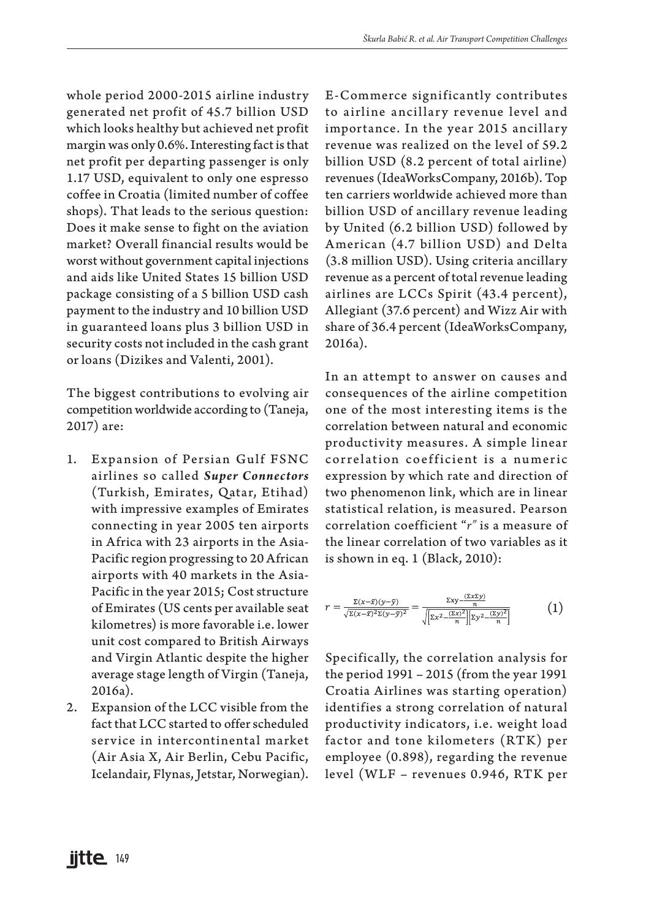whole period 2000-2015 airline industry generated net profit of 45.7 billion USD which looks healthy but achieved net profit margin was only 0.6%. Interesting fact is that net profit per departing passenger is only 1.17 USD, equivalent to only one espresso coffee in Croatia (limited number of coffee shops). That leads to the serious question: Does it make sense to fight on the aviation market? Overall financial results would be worst without government capital injections and aids like United States 15 billion USD package consisting of a 5 billion USD cash payment to the industry and 10 billion USD in guaranteed loans plus 3 billion USD in security costs not included in the cash grant or loans (Dizikes and Valenti, 2001).

The biggest contributions to evolving air competition worldwide according to (Taneja, 2017) are:

1. Expansion of Persian Gulf FSNC airlines so called ***Super Connectors*** (Turkish, Emirates, Qatar, Etihad) with impressive examples of Emirates connecting in year 2005 ten airports in Africa with 23 airports in the Asia-Pacific region progressing to 20 African airports with 40 markets in the Asia-Pacific in the year 2015; Cost structure of Emirates (US cents per available seat kilometres) is more favorable i.e. lower unit cost compared to British Airways and Virgin Atlantic despite the higher average stage length of Virgin (Taneja, 2016a).
2. Expansion of the LCC visible from the fact that LCC started to offer scheduled service in intercontinental market (Air Asia X, Air Berlin, Cebu Pacific, Icelandair, Flynas, Jetstar, Norwegian).

E-Commerce significantly contributes to airline ancillary revenue level and importance. In the year 2015 ancillary revenue was realized on the level of 59.2 billion USD (8.2 percent of total airline) revenues (IdeaWorksCompany, 2016b). Top ten carriers worldwide achieved more than billion USD of ancillary revenue leading by United (6.2 billion USD) followed by American (4.7 billion USD) and Delta (3.8 million USD). Using criteria ancillary revenue as a percent of total revenue leading airlines are LCCs Spirit (43.4 percent), Allegiant (37.6 percent) and Wizz Air with share of 36.4 percent (IdeaWorksCompany, 2016a).

In an attempt to answer on causes and consequences of the airline competition one of the most interesting items is the correlation between natural and economic productivity measures. A simple linear correlation coefficient is a numeric expression by which rate and direction of two phenomenon link, which are in linear statistical relation, is measured. Pearson correlation coefficient "*r*" is a measure of the linear correlation of two variables as it is shown in eq. 1 (Black, 2010):

$$r = \frac{\Sigma(x-\bar{x})(y-\bar{y})}{\sqrt{\Sigma(x-\bar{x})^2 \Sigma(y-\bar{y})^2}} = \frac{\Sigma xy - \frac{(\Sigma x \Sigma y)}{n}}{\sqrt{\left[\Sigma x^2 - \frac{(\Sigma x)^2}{n}\right]\left[\Sigma y^2 - \frac{(\Sigma y)^2}{n}\right]}} \qquad (1)$$

Specifically, the correlation analysis for the period 1991 – 2015 (from the year 1991 Croatia Airlines was starting operation) identifies a strong correlation of natural productivity indicators, i.e. weight load factor and tone kilometers (RTK) per employee (0.898), regarding the revenue level (WLF – revenues 0.946, RTK per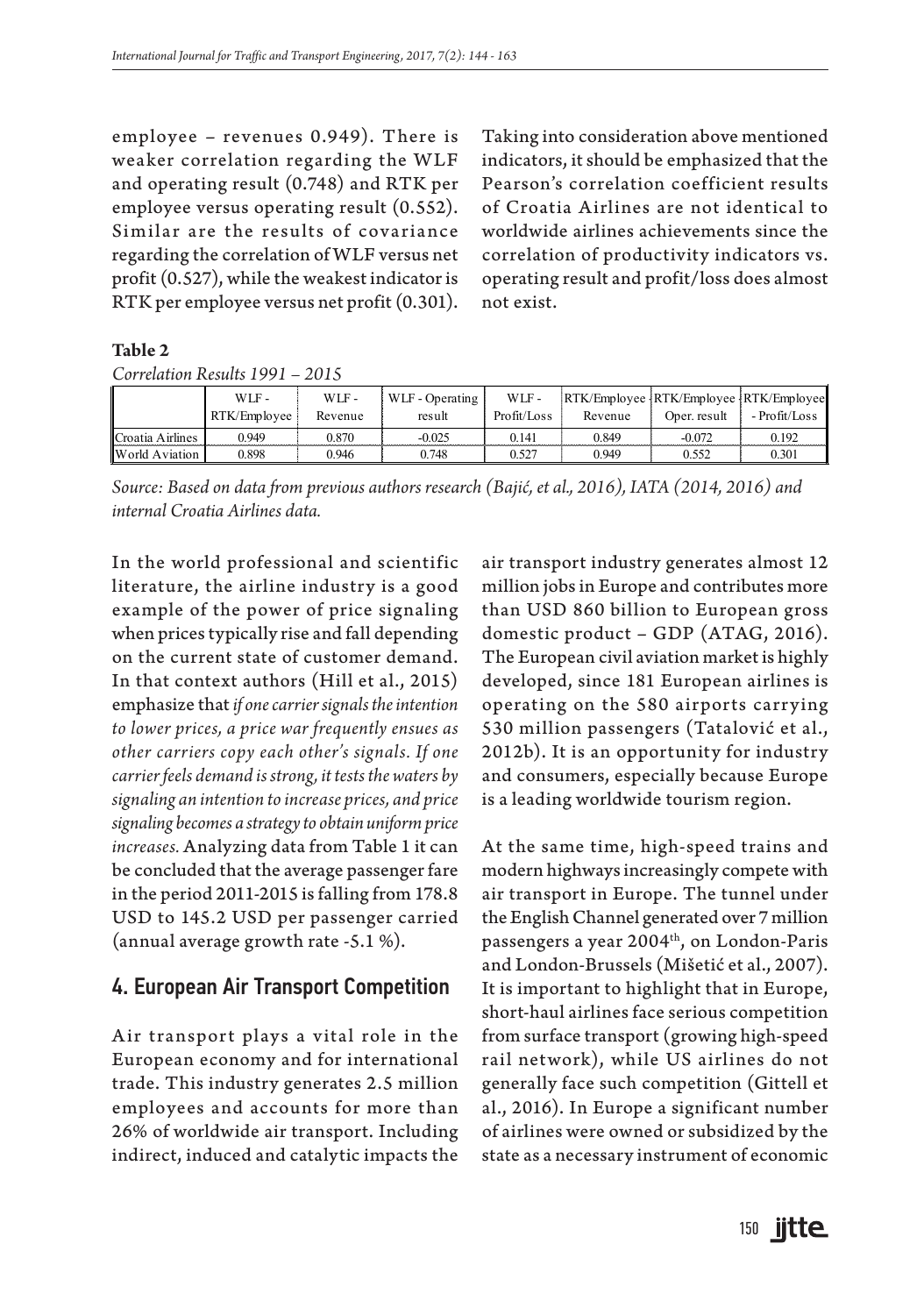employee – revenues 0.949). There is weaker correlation regarding the WLF and operating result (0.748) and RTK per employee versus operating result (0.552). Similar are the results of covariance regarding the correlation of WLF versus net profit (0.527), while the weakest indicator is RTK per employee versus net profit (0.301).

Taking into consideration above mentioned indicators, it should be emphasized that the Pearson's correlation coefficient results of Croatia Airlines are not identical to worldwide airlines achievements since the correlation of productivity indicators vs. operating result and profit/loss does almost not exist.

**Table 2**

*Correlation Results 1991 – 2015*

| | WLF - RTK/Employee | WLF - Revenue | WLF - Operating result | WLF - Profit/Loss | RTK/Employee Revenue | RTK/Employee Oper. result | RTK/Employee - Profit/Loss |
|---|---|---|---|---|---|---|---|
| Croatia Airlines | 0.949 | 0.870 | -0.025 | 0.141 | 0.849 | -0.072 | 0.192 |
| World Aviation | 0.898 | 0.946 | 0.748 | 0.527 | 0.949 | 0.552 | 0.301 |

*Source: Based on data from previous authors research (Bajić, et al., 2016), IATA (2014, 2016) and internal Croatia Airlines data.*

In the world professional and scientific literature, the airline industry is a good example of the power of price signaling when prices typically rise and fall depending on the current state of customer demand. In that context authors (Hill et al., 2015) emphasize that *if one carrier signals the intention to lower prices, a price war frequently ensues as other carriers copy each other's signals. If one carrier feels demand is strong, it tests the waters by signaling an intention to increase prices, and price signaling becomes a strategy to obtain uniform price increases.* Analyzing data from Table 1 it can be concluded that the average passenger fare in the period 2011-2015 is falling from 178.8 USD to 145.2 USD per passenger carried (annual average growth rate -5.1 %).

## 4. European Air Transport Competition

Air transport plays a vital role in the European economy and for international trade. This industry generates 2.5 million employees and accounts for more than 26% of worldwide air transport. Including indirect, induced and catalytic impacts the air transport industry generates almost 12 million jobs in Europe and contributes more than USD 860 billion to European gross domestic product – GDP (ATAG, 2016). The European civil aviation market is highly developed, since 181 European airlines is operating on the 580 airports carrying 530 million passengers (Tatalović et al., 2012b). It is an opportunity for industry and consumers, especially because Europe is a leading worldwide tourism region.

At the same time, high-speed trains and modern highways increasingly compete with air transport in Europe. The tunnel under the English Channel generated over 7 million passengers a year 2004th, on London-Paris and London-Brussels (Mišetić et al., 2007). It is important to highlight that in Europe, short-haul airlines face serious competition from surface transport (growing high-speed rail network), while US airlines do not generally face such competition (Gittell et al., 2016). In Europe a significant number of airlines were owned or subsidized by the state as a necessary instrument of economic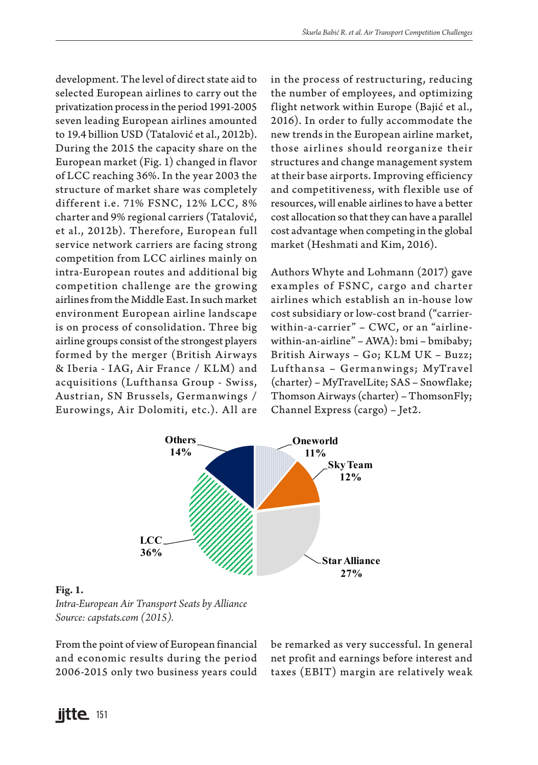development. The level of direct state aid to selected European airlines to carry out the privatization process in the period 1991-2005 seven leading European airlines amounted to 19.4 billion USD (Tatalović et al., 2012b). During the 2015 the capacity share on the European market (Fig. 1) changed in flavor of LCC reaching 36%. In the year 2003 the structure of market share was completely different i.e. 71% FSNC, 12% LCC, 8% charter and 9% regional carriers (Tatalović, et al., 2012b). Therefore, European full service network carriers are facing strong competition from LCC airlines mainly on intra-European routes and additional big competition challenge are the growing airlines from the Middle East. In such market environment European airline landscape is on process of consolidation. Three big airline groups consist of the strongest players formed by the merger (British Airways & Iberia - IAG, Air France / KLM) and acquisitions (Lufthansa Group - Swiss, Austrian, SN Brussels, Germanwings / Eurowings, Air Dolomiti, etc.). All are in the process of restructuring, reducing the number of employees, and optimizing flight network within Europe (Bajić et al., 2016). In order to fully accommodate the new trends in the European airline market, those airlines should reorganize their structures and change management system at their base airports. Improving efficiency and competitiveness, with flexible use of resources, will enable airlines to have a better cost allocation so that they can have a parallel cost advantage when competing in the global market (Heshmati and Kim, 2016).

Authors Whyte and Lohmann (2017) gave examples of FSNC, cargo and charter airlines which establish an in-house low cost subsidiary or low-cost brand ("carrier-within-a-carrier" – CWC, or an "airline-within-an-airline" – AWA): bmi – bmibaby; British Airways – Go; KLM UK – Buzz; Lufthansa – Germanwings; MyTravel (charter) – MyTravelLite; SAS – Snowflake; Thomson Airways (charter) – ThomsonFly; Channel Express (cargo) – Jet2.

**Fig. 1.**
*Intra-European Air Transport Seats by Alliance*
*Source: capstats.com (2015).*

From the point of view of European financial and economic results during the period 2006-2015 only two business years could be remarked as very successful. In general net profit and earnings before interest and taxes (EBIT) margin are relatively weak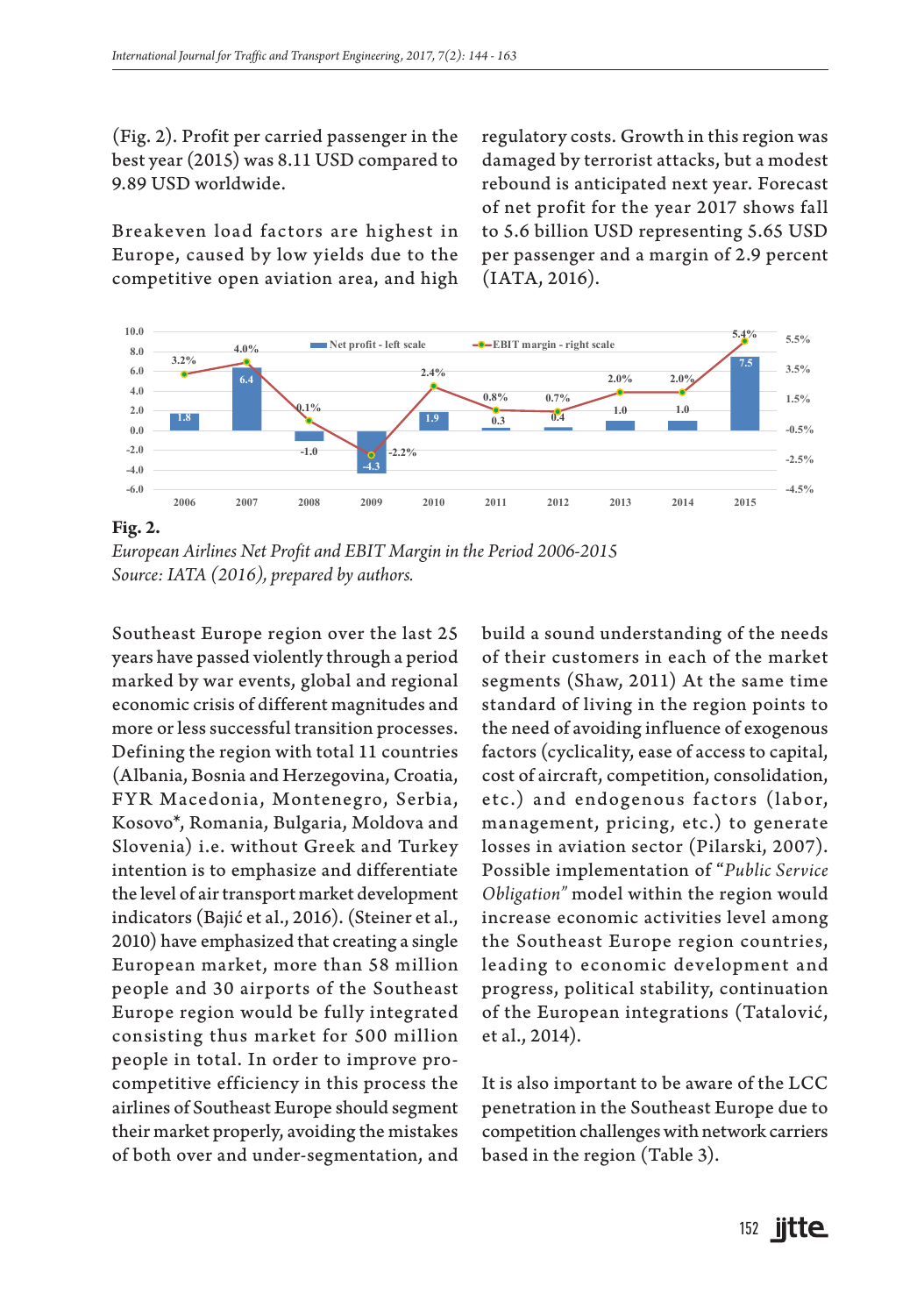(Fig. 2). Profit per carried passenger in the best year (2015) was 8.11 USD compared to 9.89 USD worldwide.

Breakeven load factors are highest in Europe, caused by low yields due to the competitive open aviation area, and high regulatory costs. Growth in this region was damaged by terrorist attacks, but a modest rebound is anticipated next year. Forecast of net profit for the year 2017 shows fall to 5.6 billion USD representing 5.65 USD per passenger and a margin of 2.9 percent (IATA, 2016).

**Fig. 2.**
*European Airlines Net Profit and EBIT Margin in the Period 2006-2015*
*Source: IATA (2016), prepared by authors.*

Southeast Europe region over the last 25 years have passed violently through a period marked by war events, global and regional economic crisis of different magnitudes and more or less successful transition processes. Defining the region with total 11 countries (Albania, Bosnia and Herzegovina, Croatia, FYR Macedonia, Montenegro, Serbia, Kosovo*, Romania, Bulgaria, Moldova and Slovenia) i.e. without Greek and Turkey intention is to emphasize and differentiate the level of air transport market development indicators (Bajić et al., 2016). (Steiner et al., 2010) have emphasized that creating a single European market, more than 58 million people and 30 airports of the Southeast Europe region would be fully integrated consisting thus market for 500 million people in total. In order to improve pro-competitive efficiency in this process the airlines of Southeast Europe should segment their market properly, avoiding the mistakes of both over and under-segmentation, and build a sound understanding of the needs of their customers in each of the market segments (Shaw, 2011) At the same time standard of living in the region points to the need of avoiding influence of exogenous factors (cyclicality, ease of access to capital, cost of aircraft, competition, consolidation, etc.) and endogenous factors (labor, management, pricing, etc.) to generate losses in aviation sector (Pilarski, 2007). Possible implementation of "*Public Service Obligation"* model within the region would increase economic activities level among the Southeast Europe region countries, leading to economic development and progress, political stability, continuation of the European integrations (Tatalović, et al., 2014).

It is also important to be aware of the LCC penetration in the Southeast Europe due to competition challenges with network carriers based in the region (Table 3).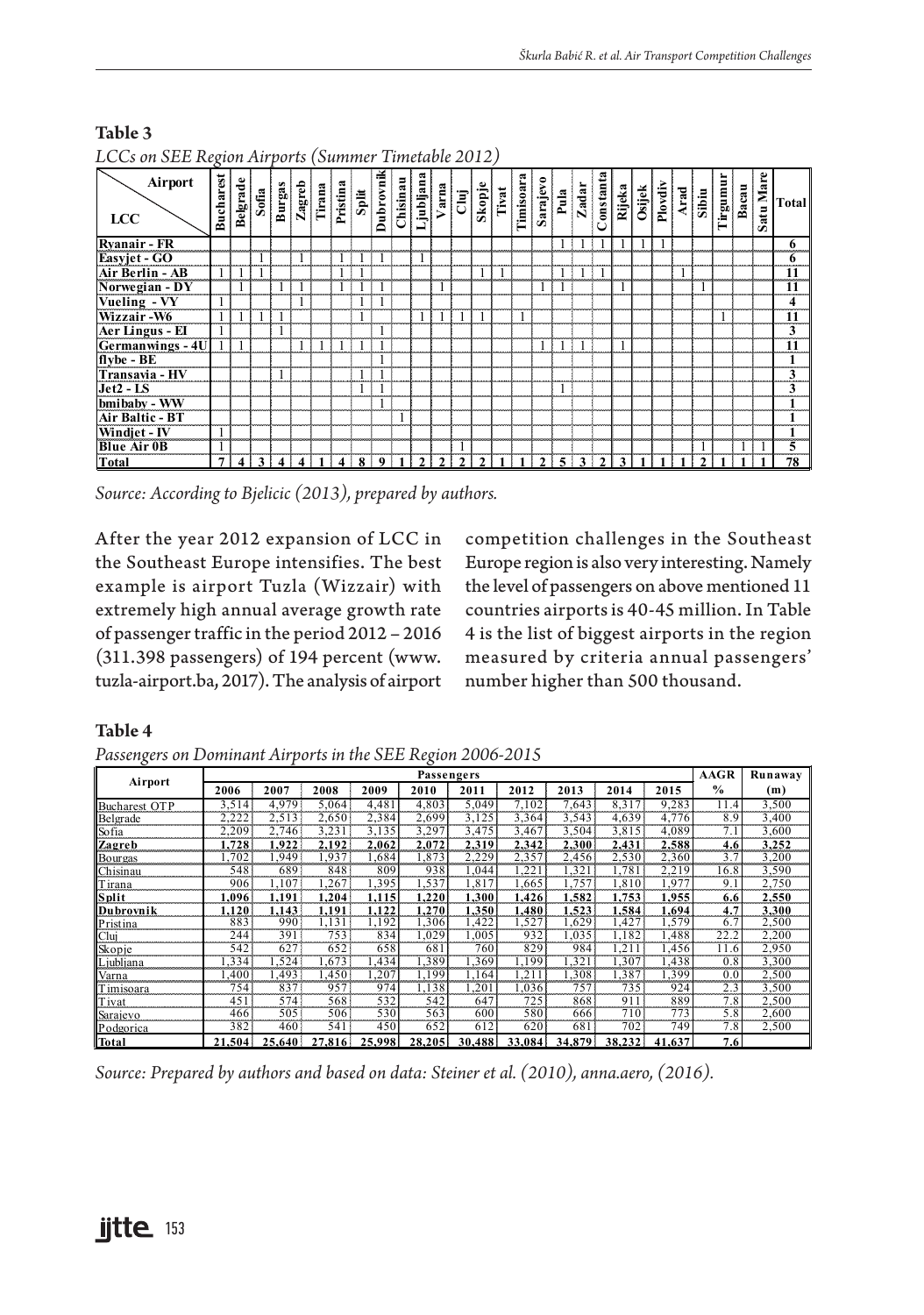**Table 3**

*LCCs on SEE Region Airports (Summer Timetable 2012)*

| LCC \ Airport | Bucharest | Belgrade | Sofia | Burgas | Zagreb | Tirana | Pristina | Split | Dubrovnik | Chisinau | Ljubljana | Varna | Cluj | Skopje | Tivat | Timisoara | Sarajevo | Pula | Zadar | Constanta | Rijeka | Osijek | Plovdiv | Arad | Sibiu | Tirgumur | Bacau | Satu Mare | Total |
|---|---|---|---|---|---|---|---|---|---|---|---|---|---|---|---|---|---|---|---|---|---|---|---|---|---|---|---|---|---|
| **Ryanair - FR** | | | | | | | | | | | | | | | | | | 1 | 1 | 1 | 1 | 1 | 1 | | | | | | **6** |
| **Easyjet - GO** | | | 1 | | 1 | | 1 | 1 | 1 | | 1 | | | | | | | | | | | | | | | | | | **6** |
| **Air Berlin - AB** | 1 | 1 | 1 | | | | 1 | 1 | | | | | | 1 | 1 | | | 1 | 1 | 1 | | | | 1 | | | | | **11** |
| **Norwegian - DY** | | 1 | | 1 | 1 | | 1 | 1 | 1 | | | 1 | | | | | 1 | 1 | | | 1 | | | | 1 | | | | **11** |
| **Vueling - VY** | 1 | | | | 1 | | | 1 | 1 | | | | | | | | | | | | | | | | | | | | **4** |
| **Wizzair -W6** | 1 | 1 | 1 | 1 | | | | 1 | | | 1 | 1 | 1 | 1 | | 1 | | | | | | | | | | 1 | | | **11** |
| **Aer Lingus - EI** | 1 | | | 1 | | | | | 1 | | | | | | | | | | | | | | | | | | | | **3** |
| **Germanwings - 4U** | 1 | 1 | | | 1 | 1 | 1 | 1 | 1 | | | | | | | | 1 | 1 | 1 | | 1 | | | | | | | | **11** |
| **flybe - BE** | | | | | | | | | 1 | | | | | | | | | | | | | | | | | | | | **1** |
| **Transavia - HV** | | | | 1 | | | | 1 | 1 | | | | | | | | | | | | | | | | | | | | **3** |
| **Jet2 - LS** | | | | | | | | 1 | 1 | | | | | | | | | 1 | | | | | | | | | | | **3** |
| **bmibaby - WW** | | | | | | | | | 1 | | | | | | | | | | | | | | | | | | | | **1** |
| **Air Baltic - BT** | | | | | | | | | | 1 | | | | | | | | | | | | | | | | | | | **1** |
| **Windjet - IV** | 1 | | | | | | | | | | | | | | | | | | | | | | | | | | | | **1** |
| **Blue Air 0B** | 1 | | | | | | | | | | | | 1 | | | | | | | | | | | | 1 | | 1 | 1 | **5** |
| **Total** | **7** | **4** | **3** | **4** | **4** | **1** | **4** | **8** | **9** | **1** | **2** | **2** | **2** | **2** | **1** | **1** | **2** | **5** | **3** | **2** | **3** | **1** | **1** | **1** | **2** | **1** | **1** | **1** | **78** |

*Source: According to Bjelicic (2013), prepared by authors.*

After the year 2012 expansion of LCC in the Southeast Europe intensifies. The best example is airport Tuzla (Wizzair) with extremely high annual average growth rate of passenger traffic in the period 2012 – 2016 (311.398 passengers) of 194 percent (www.tuzla-airport.ba, 2017). The analysis of airport competition challenges in the Southeast Europe region is also very interesting. Namely the level of passengers on above mentioned 11 countries airports is 40-45 million. In Table 4 is the list of biggest airports in the region measured by criteria annual passengers' number higher than 500 thousand.

**Table 4**

*Passengers on Dominant Airports in the SEE Region 2006-2015*

| Airport | Passengers | | | | | | | | | | AAGR | Runaway |
|---|---|---|---|---|---|---|---|---|---|---|---|---|
| | 2006 | 2007 | 2008 | 2009 | 2010 | 2011 | 2012 | 2013 | 2014 | 2015 | % | (m) |
| Bucharest OTP | 3,514 | 4,979 | 5,064 | 4,481 | 4,803 | 5,049 | 7,102 | 7,643 | 8,317 | 9,283 | 11.4 | 3,500 |
| Belgrade | 2,222 | 2,513 | 2,650 | 2,384 | 2,699 | 3,125 | 3,364 | 3,543 | 4,639 | 4,776 | 8.9 | 3,400 |
| Sofia | 2,209 | 2,746 | 3,231 | 3,135 | 3,297 | 3,475 | 3,467 | 3,504 | 3,815 | 4,089 | 7.1 | 3,600 |
| **Zagreb** | **1,728** | **1,922** | **2,192** | **2,062** | **2,072** | **2,319** | **2,342** | **2,300** | **2,431** | **2,588** | **4.6** | **3,252** |
| Bourgas | 1,702 | 1,949 | 1,937 | 1,684 | 1,873 | 2,229 | 2,357 | 2,456 | 2,530 | 2,360 | 3.7 | 3,200 |
| Chisinau | 548 | 689 | 848 | 809 | 938 | 1,044 | 1,221 | 1,321 | 1,781 | 2,219 | 16.8 | 3,590 |
| Tirana | 906 | 1,107 | 1,267 | 1,395 | 1,537 | 1,817 | 1,665 | 1,757 | 1,810 | 1,977 | 9.1 | 2,750 |
| **Split** | **1,096** | **1,191** | **1,204** | **1,115** | **1,220** | **1,300** | **1,426** | **1,582** | **1,753** | **1,955** | **6.6** | **2,550** |
| **Dubrovnik** | **1,120** | **1,143** | **1,191** | **1,122** | **1,270** | **1,350** | **1,480** | **1,523** | **1,584** | **1,694** | **4.7** | **3,300** |
| Pristina | 883 | 990 | 1,131 | 1,192 | 1,306 | 1,422 | 1,527 | 1,629 | 1,427 | 1,579 | 6.7 | 2,500 |
| Cluj | 244 | 391 | 753 | 834 | 1,029 | 1,005 | 932 | 1,035 | 1,182 | 1,488 | 22.2 | 2,200 |
| Skopje | 542 | 627 | 652 | 658 | 681 | 760 | 829 | 984 | 1,211 | 1,456 | 11.6 | 2,950 |
| Ljubljana | 1,334 | 1,524 | 1,673 | 1,434 | 1,389 | 1,369 | 1,199 | 1,321 | 1,307 | 1,438 | 0.8 | 3,300 |
| Varna | 1,400 | 1,493 | 1,450 | 1,207 | 1,199 | 1,164 | 1,211 | 1,308 | 1,387 | 1,399 | 0.0 | 2,500 |
| Timisoara | 754 | 837 | 957 | 974 | 1,138 | 1,201 | 1,036 | 757 | 735 | 924 | 2.3 | 3,500 |
| Tivat | 451 | 574 | 568 | 532 | 542 | 647 | 725 | 868 | 911 | 889 | 7.8 | 2,500 |
| Sarajevo | 466 | 505 | 506 | 530 | 563 | 600 | 580 | 666 | 710 | 773 | 5.8 | 2,600 |
| Podgorica | 382 | 460 | 541 | 450 | 652 | 612 | 620 | 681 | 702 | 749 | 7.8 | 2,500 |
| **Total** | **21,504** | **25,640** | **27,816** | **25,998** | **28,205** | **30,488** | **33,084** | **34,879** | **38,232** | **41,637** | **7.6** | |

*Source: Prepared by authors and based on data: Steiner et al. (2010), anna.aero, (2016).*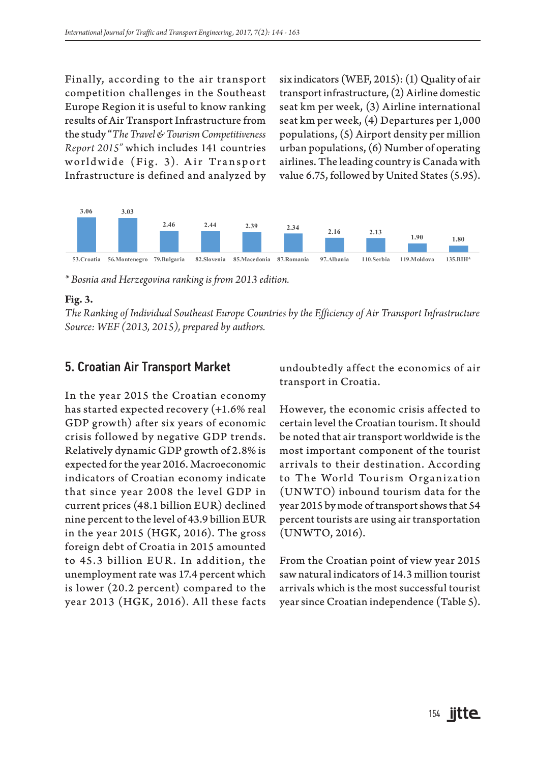Finally, according to the air transport competition challenges in the Southeast Europe Region it is useful to know ranking results of Air Transport Infrastructure from the study "*The Travel & Tourism Competitiveness Report 2015*" which includes 141 countries worldwide (Fig. 3). Air Transport Infrastructure is defined and analyzed by six indicators (WEF, 2015): (1) Quality of air transport infrastructure, (2) Airline domestic seat km per week, (3) Airline international seat km per week, (4) Departures per 1,000 populations, (5) Airport density per million urban populations, (6) Number of operating airlines. The leading country is Canada with value 6.75, followed by United States (5.95).

| 53.Croatia | 56.Montenegro | 79.Bulgaria | 82.Slovenia | 85.Macedonia | 87.Romania | 97.Albania | 110.Serbia | 119.Moldova | 135.BIH* |
|---|---|---|---|---|---|---|---|---|---|
| 3.06 | 3.03 | 2.46 | 2.44 | 2.39 | 2.34 | 2.16 | 2.13 | 1.90 | 1.80 |

*\* Bosnia and Herzegovina ranking is from 2013 edition.*

**Fig. 3.**
*The Ranking of Individual Southeast Europe Countries by the Efficiency of Air Transport Infrastructure*
*Source: WEF (2013, 2015), prepared by authors.*

## 5. Croatian Air Transport Market

In the year 2015 the Croatian economy has started expected recovery (+1.6% real GDP growth) after six years of economic crisis followed by negative GDP trends. Relatively dynamic GDP growth of 2.8% is expected for the year 2016. Macroeconomic indicators of Croatian economy indicate that since year 2008 the level GDP in current prices (48.1 billion EUR) declined nine percent to the level of 43.9 billion EUR in the year 2015 (HGK, 2016). The gross foreign debt of Croatia in 2015 amounted to 45.3 billion EUR. In addition, the unemployment rate was 17.4 percent which is lower (20.2 percent) compared to the year 2013 (HGK, 2016). All these facts undoubtedly affect the economics of air transport in Croatia.

However, the economic crisis affected to certain level the Croatian tourism. It should be noted that air transport worldwide is the most important component of the tourist arrivals to their destination. According to The World Tourism Organization (UNWTO) inbound tourism data for the year 2015 by mode of transport shows that 54 percent tourists are using air transportation (UNWTO, 2016).

From the Croatian point of view year 2015 saw natural indicators of 14.3 million tourist arrivals which is the most successful tourist year since Croatian independence (Table 5).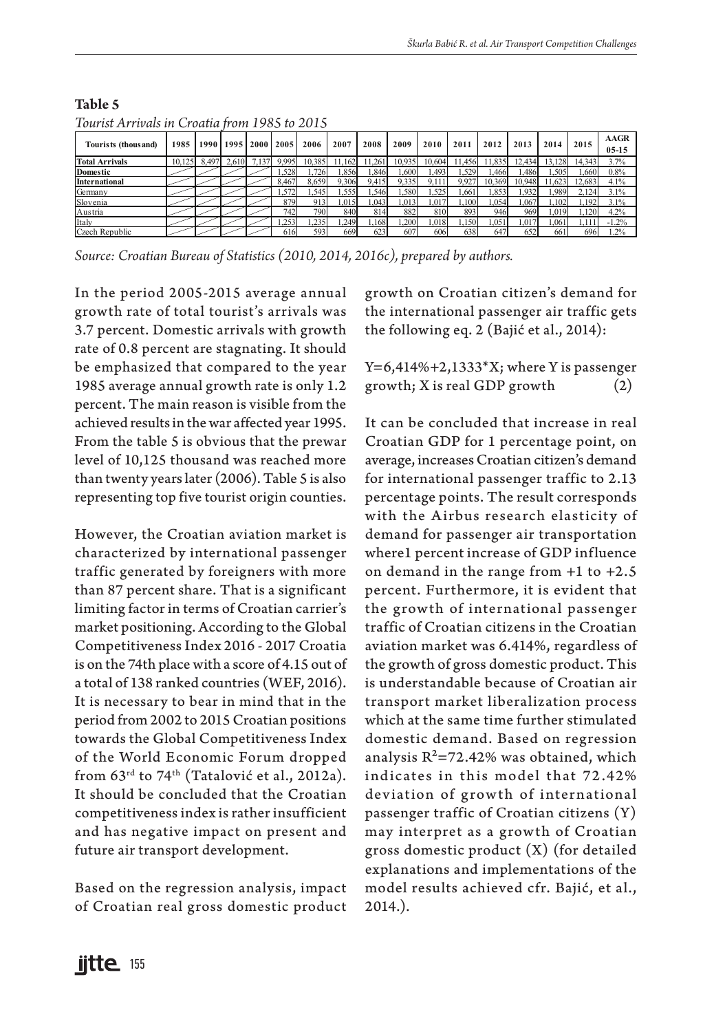**Table 5**

*Tourist Arrivals in Croatia from 1985 to 2015*

| Tourists (thousand) | 1985 | 1990 | 1995 | 2000 | 2005 | 2006 | 2007 | 2008 | 2009 | 2010 | 2011 | 2012 | 2013 | 2014 | 2015 | AAGR 05-15 |
|---|---|---|---|---|---|---|---|---|---|---|---|---|---|---|---|---|
| Total Arrivals | 10,125 | 8,497 | 2,610 | 7,137 | 9,995 | 10,385 | 11,162 | 11,261 | 10,935 | 10,604 | 11,456 | 11,835 | 12,434 | 13,128 | 14,343 | 3.7% |
| Domestic | | | | | 1,528 | 1,726 | 1,856 | 1,846 | 1,600 | 1,493 | 1,529 | 1,466 | 1,486 | 1,505 | 1,660 | 0.8% |
| International | | | | | 8,467 | 8,659 | 9,306 | 9,415 | 9,335 | 9,111 | 9,927 | 10,369 | 10,948 | 11,623 | 12,683 | 4.1% |
| Germany | | | | | 1,572 | 1,545 | 1,555 | 1,546 | 1,580 | 1,525 | 1,661 | 1,853 | 1,932 | 1,989 | 2,124 | 3.1% |
| Slovenia | | | | | 879 | 913 | 1,015 | 1,043 | 1,013 | 1,017 | 1,100 | 1,054 | 1,067 | 1,102 | 1,192 | 3.1% |
| Austria | | | | | 742 | 790 | 840 | 814 | 882 | 810 | 893 | 946 | 969 | 1,019 | 1,120 | 4.2% |
| Italy | | | | | 1,253 | 1,235 | 1,249 | 1,168 | 1,200 | 1,018 | 1,150 | 1,051 | 1,017 | 1,061 | 1,111 | -1.2% |
| Czech Republic | | | | | 616 | 593 | 669 | 623 | 607 | 606 | 638 | 647 | 652 | 661 | 696 | 1.2% |

*Source: Croatian Bureau of Statistics (2010, 2014, 2016c), prepared by authors.*

In the period 2005-2015 average annual growth rate of total tourist's arrivals was 3.7 percent. Domestic arrivals with growth rate of 0.8 percent are stagnating. It should be emphasized that compared to the year 1985 average annual growth rate is only 1.2 percent. The main reason is visible from the achieved results in the war affected year 1995. From the table 5 is obvious that the prewar level of 10,125 thousand was reached more than twenty years later (2006). Table 5 is also representing top five tourist origin counties.

However, the Croatian aviation market is characterized by international passenger traffic generated by foreigners with more than 87 percent share. That is a significant limiting factor in terms of Croatian carrier's market positioning. According to the Global Competitiveness Index 2016 - 2017 Croatia is on the 74th place with a score of 4.15 out of a total of 138 ranked countries (WEF, 2016). It is necessary to bear in mind that in the period from 2002 to 2015 Croatian positions towards the Global Competitiveness Index of the World Economic Forum dropped from 63rd to 74th (Tatalović et al., 2012a). It should be concluded that the Croatian competitiveness index is rather insufficient and has negative impact on present and future air transport development.

Based on the regression analysis, impact of Croatian real gross domestic product growth on Croatian citizen's demand for the international passenger air traffic gets the following eq. 2 (Bajić et al., 2014):

$$Y=6{,}414\%+2{,}1333*X; \text{ where Y is passenger growth; X is real GDP growth} \quad (2)$$

It can be concluded that increase in real Croatian GDP for 1 percentage point, on average, increases Croatian citizen's demand for international passenger traffic to 2.13 percentage points. The result corresponds with the Airbus research elasticity of demand for passenger air transportation where1 percent increase of GDP influence on demand in the range from +1 to +2.5 percent. Furthermore, it is evident that the growth of international passenger traffic of Croatian citizens in the Croatian aviation market was 6.414%, regardless of the growth of gross domestic product. This is understandable because of Croatian air transport market liberalization process which at the same time further stimulated domestic demand. Based on regression analysis $R^2$=72.42% was obtained, which indicates in this model that 72.42% deviation of growth of international passenger traffic of Croatian citizens (Y) may interpret as a growth of Croatian gross domestic product (X) (for detailed explanations and implementations of the model results achieved cfr. Bajić, et al., 2014.).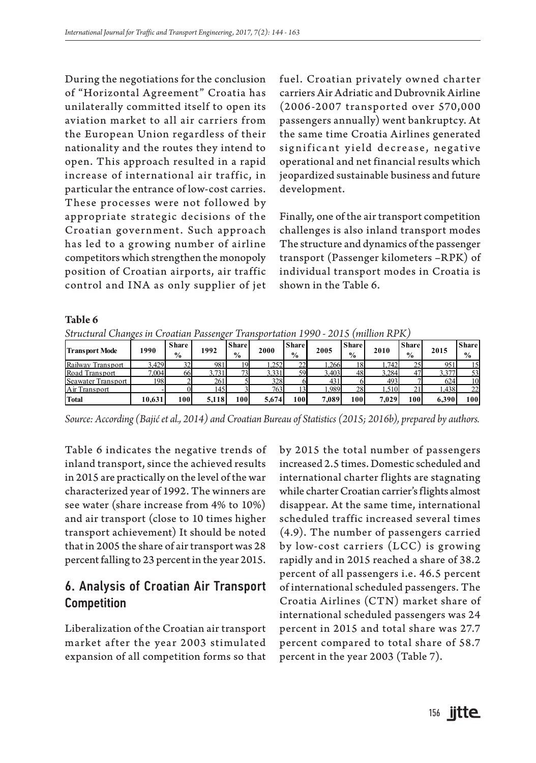During the negotiations for the conclusion of "Horizontal Agreement" Croatia has unilaterally committed itself to open its aviation market to all air carriers from the European Union regardless of their nationality and the routes they intend to open. This approach resulted in a rapid increase of international air traffic, in particular the entrance of low-cost carries. These processes were not followed by appropriate strategic decisions of the Croatian government. Such approach has led to a growing number of airline competitors which strengthen the monopoly position of Croatian airports, air traffic control and INA as only supplier of jet fuel. Croatian privately owned charter carriers Air Adriatic and Dubrovnik Airline (2006-2007 transported over 570,000 passengers annually) went bankruptcy. At the same time Croatia Airlines generated significant yield decrease, negative operational and net financial results which jeopardized sustainable business and future development.

Finally, one of the air transport competition challenges is also inland transport modes The structure and dynamics of the passenger transport (Passenger kilometers –RPK) of individual transport modes in Croatia is shown in the Table 6.

**Table 6**

*Structural Changes in Croatian Passenger Transportation 1990 - 2015 (million RPK)*

| Transport Mode | 1990 | Share % | 1992 | Share % | 2000 | Share % | 2005 | Share % | 2010 | Share % | 2015 | Share % |
|---|---|---|---|---|---|---|---|---|---|---|---|---|
| Railway Transport | 3,429 | 32 | 981 | 19 | 1,252 | 22 | 1,266 | 18 | 1,742 | 25 | 951 | 15 |
| Road Transport | 7,004 | 66 | 3,731 | 73 | 3,331 | 59 | 3,403 | 48 | 3,284 | 47 | 3,377 | 53 |
| Seawater Transport | 198 | 2 | 261 | 5 | 328 | 6 | 431 | 6 | 493 | 7 | 624 | 10 |
| Air Transport | - | 0 | 145 | 3 | 763 | 13 | 1,989 | 28 | 1,510 | 21 | 1,438 | 22 |
| **Total** | **10,631** | **100** | **5,118** | **100** | **5,674** | **100** | **7,089** | **100** | **7,029** | **100** | **6,390** | **100** |

*Source: According (Bajić et al., 2014) and Croatian Bureau of Statistics (2015; 2016b), prepared by authors.*

Table 6 indicates the negative trends of inland transport, since the achieved results in 2015 are practically on the level of the war characterized year of 1992. The winners are see water (share increase from 4% to 10%) and air transport (close to 10 times higher transport achievement) It should be noted that in 2005 the share of air transport was 28 percent falling to 23 percent in the year 2015.

## 6. Analysis of Croatian Air Transport Competition

Liberalization of the Croatian air transport market after the year 2003 stimulated expansion of all competition forms so that by 2015 the total number of passengers increased 2.5 times. Domestic scheduled and international charter flights are stagnating while charter Croatian carrier's flights almost disappear. At the same time, international scheduled traffic increased several times (4.9). The number of passengers carried by low-cost carriers (LCC) is growing rapidly and in 2015 reached a share of 38.2 percent of all passengers i.e. 46.5 percent of international scheduled passengers. The Croatia Airlines (CTN) market share of international scheduled passengers was 24 percent in 2015 and total share was 27.7 percent compared to total share of 58.7 percent in the year 2003 (Table 7).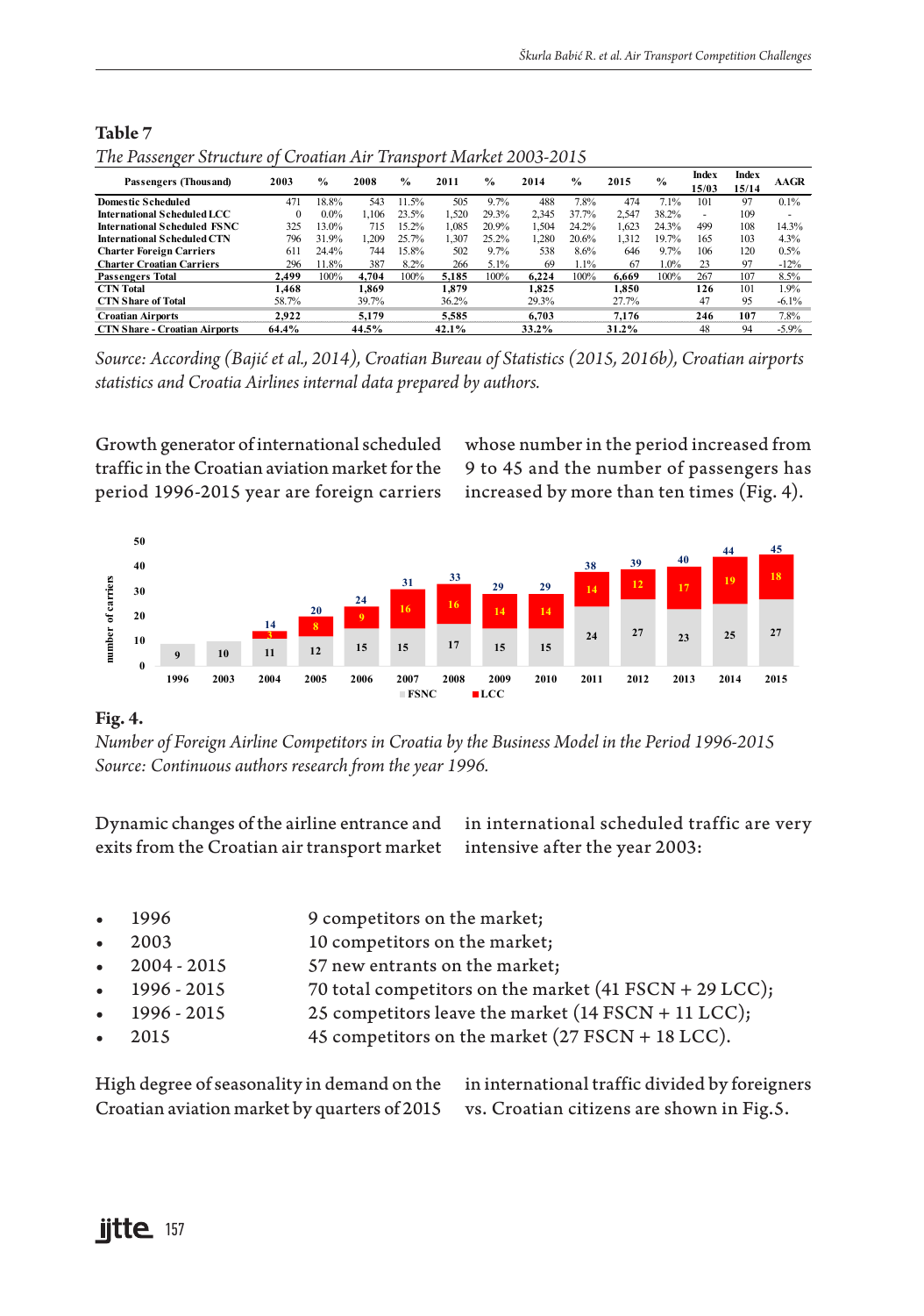**Table 7**

*The Passenger Structure of Croatian Air Transport Market 2003-2015*

| Passengers (Thousand) | 2003 | % | 2008 | % | 2011 | % | 2014 | % | 2015 | % | Index 15/03 | Index 15/14 | AAGR |
|---|---|---|---|---|---|---|---|---|---|---|---|---|---|
| **Domestic Scheduled** | 471 | 18.8% | 543 | 11.5% | 505 | 9.7% | 488 | 7.8% | 474 | 7.1% | 101 | 97 | 0.1% |
| **International Scheduled LCC** | 0 | 0.0% | 1,106 | 23.5% | 1,520 | 29.3% | 2,345 | 37.7% | 2,547 | 38.2% | - | 109 | - |
| **International Scheduled FSNC** | 325 | 13.0% | 715 | 15.2% | 1,085 | 20.9% | 1,504 | 24.2% | 1,623 | 24.3% | 499 | 108 | 14.3% |
| **International Scheduled CTN** | 796 | 31.9% | 1,209 | 25.7% | 1,307 | 25.2% | 1,280 | 20.6% | 1,312 | 19.7% | 165 | 103 | 4.3% |
| **Charter Foreign Carriers** | 611 | 24.4% | 744 | 15.8% | 502 | 9.7% | 538 | 8.6% | 646 | 9.7% | 106 | 120 | 0.5% |
| **Charter Croatian Carriers** | 296 | 11.8% | 387 | 8.2% | 266 | 5.1% | 69 | 1.1% | 67 | 1.0% | 23 | 97 | -12% |
| **Passengers Total** | **2,499** | 100% | **4,704** | 100% | **5,185** | 100% | **6,224** | 100% | **6,669** | 100% | 267 | 107 | 8.5% |
| **CTN Total** | **1,468** | | **1,869** | | **1,879** | | **1,825** | | **1,850** | | **126** | 101 | 1.9% |
| **CTN Share of Total** | 58.7% | | 39.7% | | 36.2% | | 29.3% | | 27.7% | | 47 | 95 | -6.1% |
| **Croatian Airports** | **2,922** | | **5,179** | | **5,585** | | **6,703** | | **7,176** | | **246** | **107** | 7.8% |
| **CTN Share - Croatian Airports** | **64.4%** | | **44.5%** | | **42.1%** | | **33.2%** | | **31.2%** | | 48 | 94 | -5.9% |

*Source: According (Bajić et al., 2014), Croatian Bureau of Statistics (2015, 2016b), Croatian airports statistics and Croatia Airlines internal data prepared by authors.*

Growth generator of international scheduled traffic in the Croatian aviation market for the period 1996-2015 year are foreign carriers whose number in the period increased from 9 to 45 and the number of passengers has increased by more than ten times (Fig. 4).

| Year | FSNC | LCC | Total |
|---|---|---|---|
| 1996 | 9 | | 9 |
| 2003 | 10 | | 10 |
| 2004 | 11 | 3 | 14 |
| 2005 | 12 | 8 | 20 |
| 2006 | 15 | 9 | 24 |
| 2007 | 15 | 16 | 31 |
| 2008 | 17 | 16 | 33 |
| 2009 | 15 | 14 | 29 |
| 2010 | 15 | 14 | 29 |
| 2011 | 24 | 14 | 38 |
| 2012 | 27 | 12 | 39 |
| 2013 | 23 | 17 | 40 |
| 2014 | 25 | 19 | 44 |
| 2015 | 27 | 18 | 45 |

**Fig. 4.**

*Number of Foreign Airline Competitors in Croatia by the Business Model in the Period 1996-2015*
*Source: Continuous authors research from the year 1996.*

Dynamic changes of the airline entrance and exits from the Croatian air transport market in international scheduled traffic are very intensive after the year 2003:

- 1996 — 9 competitors on the market;
- 2003 — 10 competitors on the market;
- 2004 - 2015 — 57 new entrants on the market;
- 1996 - 2015 — 70 total competitors on the market (41 FSCN + 29 LCC);
- 1996 - 2015 — 25 competitors leave the market (14 FSCN + 11 LCC);
- 2015 — 45 competitors on the market (27 FSCN + 18 LCC).

High degree of seasonality in demand on the Croatian aviation market by quarters of 2015 in international traffic divided by foreigners vs. Croatian citizens are shown in Fig.5.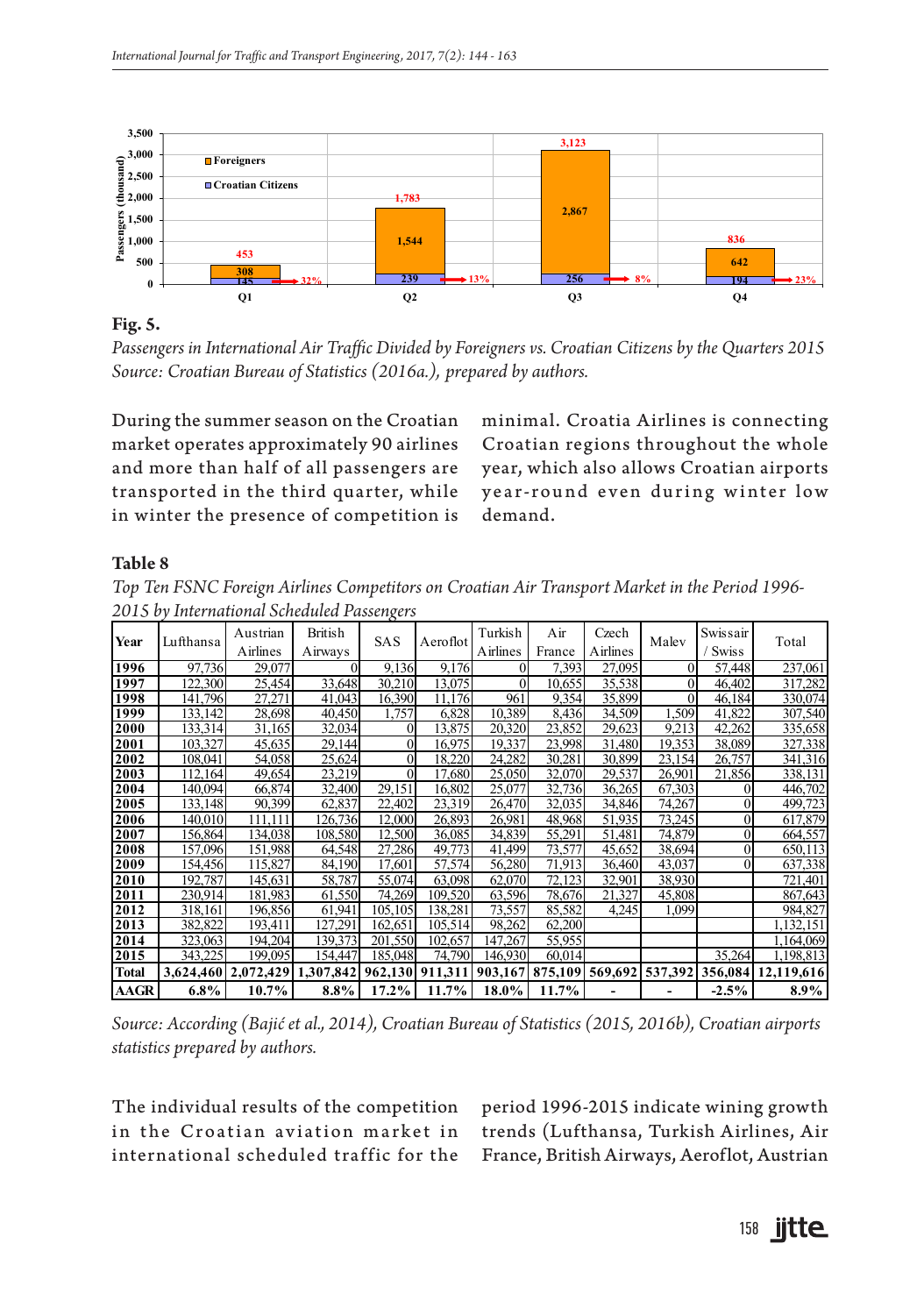**Fig. 5.**

*Passengers in International Air Traffic Divided by Foreigners vs. Croatian Citizens by the Quarters 2015*
*Source: Croatian Bureau of Statistics (2016a.), prepared by authors.*

During the summer season on the Croatian market operates approximately 90 airlines and more than half of all passengers are transported in the third quarter, while in winter the presence of competition is minimal. Croatia Airlines is connecting Croatian regions throughout the whole year, which also allows Croatian airports year-round even during winter low demand.

**Table 8**

*Top Ten FSNC Foreign Airlines Competitors on Croatian Air Transport Market in the Period 1996-2015 by International Scheduled Passengers*

| Year | Lufthansa | Austrian Airlines | British Airways | SAS | Aeroflot | Turkish Airlines | Air France | Czech Airlines | Malev | Swissair / Swiss | Total |
|---|---|---|---|---|---|---|---|---|---|---|---|
| 1996 | 97,736 | 29,077 | 0 | 9,136 | 9,176 | 0 | 7,393 | 27,095 | 0 | 57,448 | 237,061 |
| 1997 | 122,300 | 25,454 | 33,648 | 30,210 | 13,075 | 0 | 10,655 | 35,538 | 0 | 46,402 | 317,282 |
| 1998 | 141,796 | 27,271 | 41,043 | 16,390 | 11,176 | 961 | 9,354 | 35,899 | 0 | 46,184 | 330,074 |
| 1999 | 133,142 | 28,698 | 40,450 | 1,757 | 6,828 | 10,389 | 8,436 | 34,509 | 1,509 | 41,822 | 307,540 |
| 2000 | 133,314 | 31,165 | 32,034 | 0 | 13,875 | 20,320 | 23,852 | 29,623 | 9,213 | 42,262 | 335,658 |
| 2001 | 103,327 | 45,635 | 29,144 | 0 | 16,975 | 19,337 | 23,998 | 31,480 | 19,353 | 38,089 | 327,338 |
| 2002 | 108,041 | 54,058 | 25,624 | 0 | 18,220 | 24,282 | 30,281 | 30,899 | 23,154 | 26,757 | 341,316 |
| 2003 | 112,164 | 49,654 | 23,219 | 0 | 17,680 | 25,050 | 32,070 | 29,537 | 26,901 | 21,856 | 338,131 |
| 2004 | 140,094 | 66,874 | 32,400 | 29,151 | 16,802 | 25,077 | 32,736 | 36,265 | 67,303 | 0 | 446,702 |
| 2005 | 133,148 | 90,399 | 62,837 | 22,402 | 23,319 | 26,470 | 32,035 | 34,846 | 74,267 | 0 | 499,723 |
| 2006 | 140,010 | 111,111 | 126,736 | 12,000 | 26,893 | 26,981 | 48,968 | 51,935 | 73,245 | 0 | 617,879 |
| 2007 | 156,864 | 134,038 | 108,580 | 12,500 | 36,085 | 34,839 | 55,291 | 51,481 | 74,879 | 0 | 664,557 |
| 2008 | 157,096 | 151,988 | 64,548 | 27,286 | 49,773 | 41,499 | 73,577 | 45,652 | 38,694 | 0 | 650,113 |
| 2009 | 154,456 | 115,827 | 84,190 | 17,601 | 57,574 | 56,280 | 71,913 | 36,460 | 43,037 | 0 | 637,338 |
| 2010 | 192,787 | 145,631 | 58,787 | 55,074 | 63,098 | 62,070 | 72,123 | 32,901 | 38,930 | | 721,401 |
| 2011 | 230,914 | 181,983 | 61,550 | 74,269 | 109,520 | 63,596 | 78,676 | 21,327 | 45,808 | | 867,643 |
| 2012 | 318,161 | 196,856 | 61,941 | 105,105 | 138,281 | 73,557 | 85,582 | 4,245 | 1,099 | | 984,827 |
| 2013 | 382,822 | 193,411 | 127,291 | 162,651 | 105,514 | 98,262 | 62,200 | | | | 1,132,151 |
| 2014 | 323,063 | 194,204 | 139,373 | 201,550 | 102,657 | 147,267 | 55,955 | | | | 1,164,069 |
| 2015 | 343,225 | 199,095 | 154,447 | 185,048 | 74,790 | 146,930 | 60,014 | | | 35,264 | 1,198,813 |
| **Total** | **3,624,460** | **2,072,429** | **1,307,842** | **962,130** | **911,311** | **903,167** | **875,109** | **569,692** | **537,392** | **356,084** | **12,119,616** |
| **AAGR** | **6.8%** | **10.7%** | **8.8%** | **17.2%** | **11.7%** | **18.0%** | **11.7%** | **-** | **-** | **-2.5%** | **8.9%** |

*Source: According (Bajić et al., 2014), Croatian Bureau of Statistics (2015, 2016b), Croatian airports statistics prepared by authors.*

The individual results of the competition in the Croatian aviation market in international scheduled traffic for the period 1996-2015 indicate wining growth trends (Lufthansa, Turkish Airlines, Air France, British Airways, Aeroflot, Austrian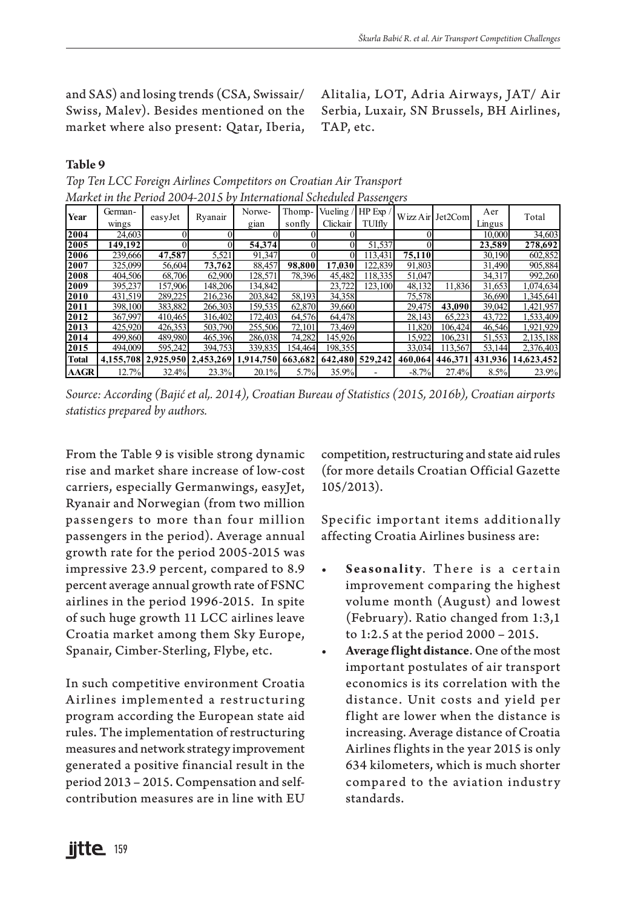and SAS) and losing trends (CSA, Swissair/Swiss, Malev). Besides mentioned on the market where also present: Qatar, Iberia, Alitalia, LOT, Adria Airways, JAT/ Air Serbia, Luxair, SN Brussels, BH Airlines, TAP, etc.

**Table 9**

*Top Ten LCC Foreign Airlines Competitors on Croatian Air Transport Market in the Period 2004-2015 by International Scheduled Passengers*

| Year | German-wings | easyJet | Ryanair | Norwe-gian | Thomp-sonfly | Vueling / Clickair | HP Exp / TUIfly | Wizz Air | Jet2Com | Aer Lingus | Total |
|---|---|---|---|---|---|---|---|---|---|---|---|
| **2004** | 24,603 | 0 | 0 | 0 | 0 | 0 | | 0 | | 10,000 | 34,603 |
| **2005** | **149,192** | 0 | 0 | **54,374** | 0 | 0 | 51,537 | 0 | | **23,589** | **278,692** |
| **2006** | 239,666 | **47,587** | 5,521 | 91,347 | 0 | 0 | 113,431 | **75,110** | | 30,190 | 602,852 |
| **2007** | 325,099 | 56,604 | **73,762** | 88,457 | **98,800** | **17,030** | 122,839 | 91,803 | | 31,490 | 905,884 |
| **2008** | 404,506 | 68,706 | 62,900 | 128,571 | 78,396 | 45,482 | 118,335 | 51,047 | | 34,317 | 992,260 |
| **2009** | 395,237 | 157,906 | 148,206 | 134,842 | | 23,722 | 123,100 | 48,132 | 11,836 | 31,653 | 1,074,634 |
| **2010** | 431,519 | 289,225 | 216,236 | 203,842 | 58,193 | 34,358 | | 75,578 | | 36,690 | 1,345,641 |
| **2011** | 398,100 | 383,882 | 266,303 | 159,535 | 62,870 | 39,660 | | 29,475 | **43,090** | 39,042 | 1,421,957 |
| **2012** | 367,997 | 410,465 | 316,402 | 172,403 | 64,576 | 64,478 | | 28,143 | 65,223 | 43,722 | 1,533,409 |
| **2013** | 425,920 | 426,353 | 503,790 | 255,506 | 72,101 | 73,469 | | 11,820 | 106,424 | 46,546 | 1,921,929 |
| **2014** | 499,860 | 489,980 | 465,396 | 286,038 | 74,282 | 145,926 | | 15,922 | 106,231 | 51,553 | 2,135,188 |
| **2015** | 494,009 | 595,242 | 394,753 | 339,835 | 154,464 | 198,355 | | 33,034 | 113,567 | 53,144 | 2,376,403 |
| **Total** | **4,155,708** | **2,925,950** | **2,453,269** | **1,914,750** | **663,682** | **642,480** | **529,242** | **460,064** | **446,371** | **431,936** | **14,623,452** |
| **AAGR** | 12.7% | 32.4% | 23.3% | 20.1% | 5.7% | 35.9% | - | -8.7% | 27.4% | 8.5% | 23.9% |

*Source: According (Bajić et al,. 2014), Croatian Bureau of Statistics (2015, 2016b), Croatian airports statistics prepared by authors.*

From the Table 9 is visible strong dynamic rise and market share increase of low-cost carriers, especially Germanwings, easyJet, Ryanair and Norwegian (from two million passengers to more than four million passengers in the period). Average annual growth rate for the period 2005-2015 was impressive 23.9 percent, compared to 8.9 percent average annual growth rate of FSNC airlines in the period 1996-2015. In spite of such huge growth 11 LCC airlines leave Croatia market among them Sky Europe, Spanair, Cimber-Sterling, Flybe, etc.

In such competitive environment Croatia Airlines implemented a restructuring program according the European state aid rules. The implementation of restructuring measures and network strategy improvement generated a positive financial result in the period 2013 – 2015. Compensation and self-contribution measures are in line with EU competition, restructuring and state aid rules (for more details Croatian Official Gazette 105/2013).

Specific important items additionally affecting Croatia Airlines business are:

- **Seasonality**. There is a certain improvement comparing the highest volume month (August) and lowest (February). Ratio changed from 1:3,1 to 1:2.5 at the period 2000 – 2015.
- **Average flight distance**. One of the most important postulates of air transport economics is its correlation with the distance. Unit costs and yield per flight are lower when the distance is increasing. Average distance of Croatia Airlines flights in the year 2015 is only 634 kilometers, which is much shorter compared to the aviation industry standards.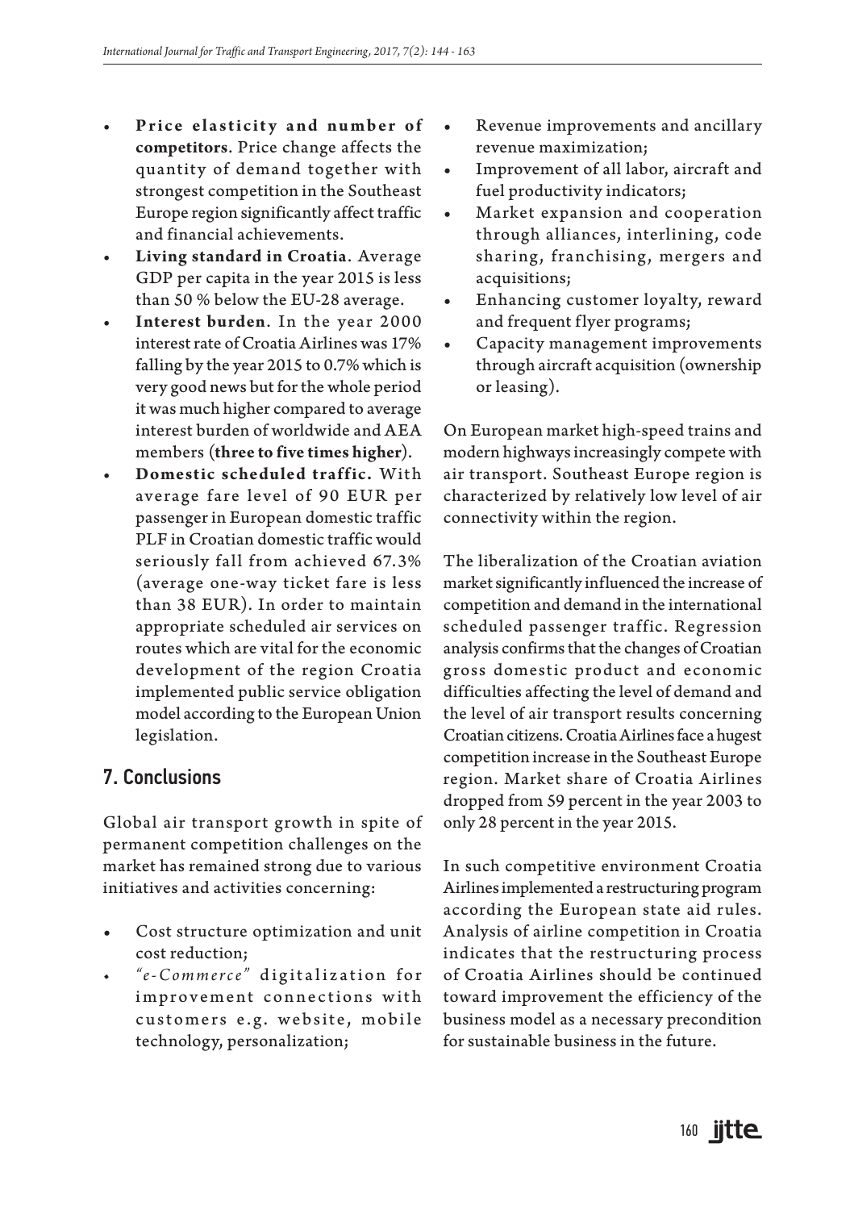- **Price elasticity and number of competitors**. Price change affects the quantity of demand together with strongest competition in the Southeast Europe region significantly affect traffic and financial achievements.
- **Living standard in Croatia**. Average GDP per capita in the year 2015 is less than 50 % below the EU-28 average.
- **Interest burden**. In the year 2000 interest rate of Croatia Airlines was 17% falling by the year 2015 to 0.7% which is very good news but for the whole period it was much higher compared to average interest burden of worldwide and AEA members (**three to five times higher**).
- **Domestic scheduled traffic.** With average fare level of 90 EUR per passenger in European domestic traffic PLF in Croatian domestic traffic would seriously fall from achieved 67.3% (average one-way ticket fare is less than 38 EUR). In order to maintain appropriate scheduled air services on routes which are vital for the economic development of the region Croatia implemented public service obligation model according to the European Union legislation.

## 7. Conclusions

Global air transport growth in spite of permanent competition challenges on the market has remained strong due to various initiatives and activities concerning:

- Cost structure optimization and unit cost reduction;
- *"e-Commerce"* digitalization for improvement connections with customers e.g. website, mobile technology, personalization;
- Revenue improvements and ancillary revenue maximization;
- Improvement of all labor, aircraft and fuel productivity indicators;
- Market expansion and cooperation through alliances, interlining, code sharing, franchising, mergers and acquisitions;
- Enhancing customer loyalty, reward and frequent flyer programs;
- Capacity management improvements through aircraft acquisition (ownership or leasing).

On European market high-speed trains and modern highways increasingly compete with air transport. Southeast Europe region is characterized by relatively low level of air connectivity within the region.

The liberalization of the Croatian aviation market significantly influenced the increase of competition and demand in the international scheduled passenger traffic. Regression analysis confirms that the changes of Croatian gross domestic product and economic difficulties affecting the level of demand and the level of air transport results concerning Croatian citizens. Croatia Airlines face a hugest competition increase in the Southeast Europe region. Market share of Croatia Airlines dropped from 59 percent in the year 2003 to only 28 percent in the year 2015.

In such competitive environment Croatia Airlines implemented a restructuring program according the European state aid rules. Analysis of airline competition in Croatia indicates that the restructuring process of Croatia Airlines should be continued toward improvement the efficiency of the business model as a necessary precondition for sustainable business in the future.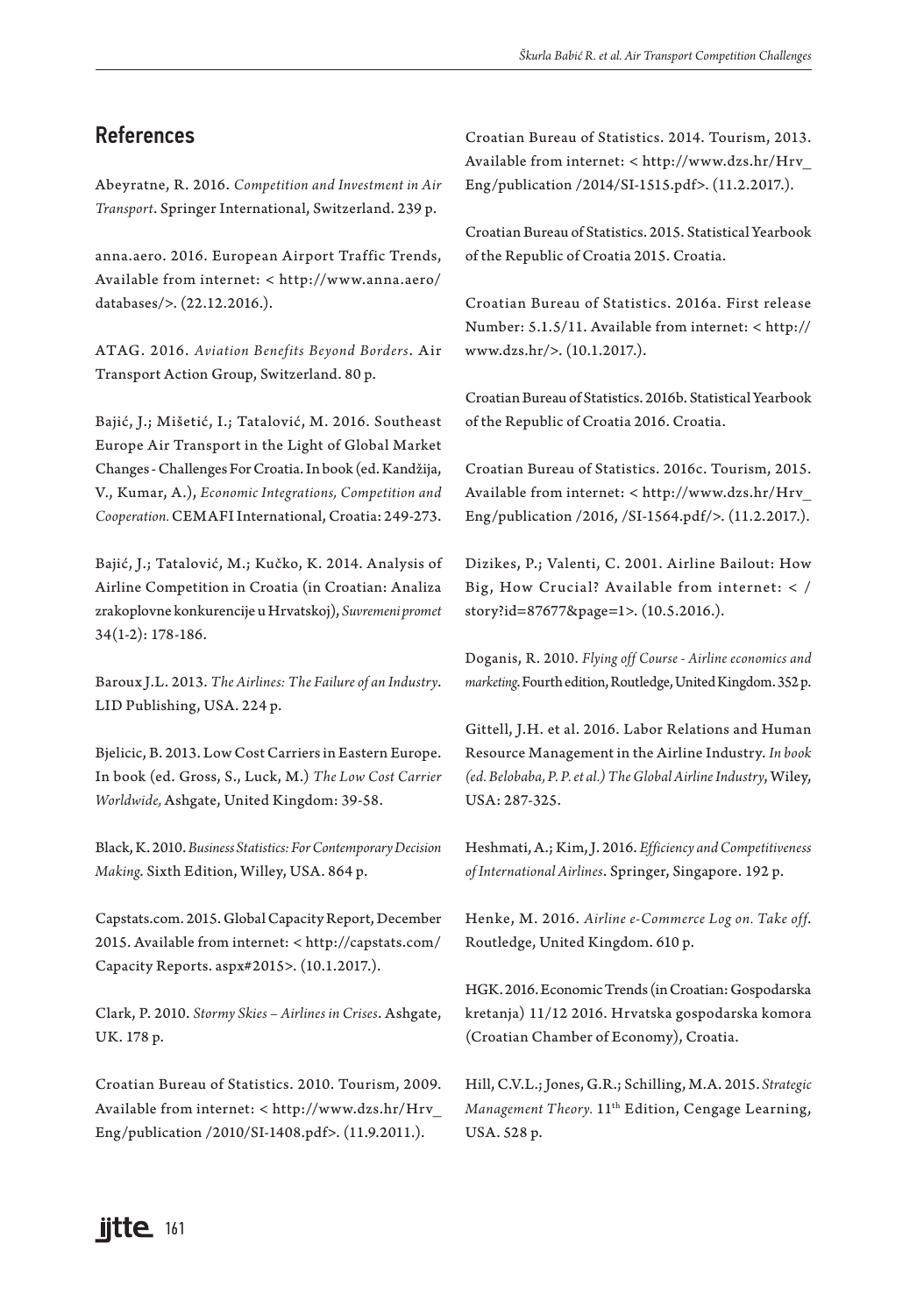## References

Abeyratne, R. 2016. *Competition and Investment in Air Transport*. Springer International, Switzerland. 239 p.

anna.aero. 2016. European Airport Traffic Trends, Available from internet: < http://www.anna.aero/databases/>. (22.12.2016.).

ATAG. 2016. *Aviation Benefits Beyond Borders*. Air Transport Action Group, Switzerland. 80 p.

Bajić, J.; Mišetić, I.; Tatalović, M. 2016. Southeast Europe Air Transport in the Light of Global Market Changes - Challenges For Croatia. In book (ed. Kandžija, V., Kumar, A.), *Economic Integrations, Competition and Cooperation.* CEMAFI International, Croatia: 249-273.

Bajić, J.; Tatalović, M.; Kučko, K. 2014. Analysis of Airline Competition in Croatia (in Croatian: Analiza zrakoplovne konkurencije u Hrvatskoj), *Suvremeni promet* 34(1-2): 178-186.

Baroux J.L. 2013. *The Airlines: The Failure of an Industry*. LID Publishing, USA. 224 p.

Bjelicic, B. 2013. Low Cost Carriers in Eastern Europe. In book (ed. Gross, S., Luck, M.) *The Low Cost Carrier Worldwide,* Ashgate, United Kingdom: 39-58.

Black, K. 2010. *Business Statistics: For Contemporary Decision Making.* Sixth Edition, Willey, USA. 864 p.

Capstats.com. 2015. Global Capacity Report, December 2015. Available from internet: < http://capstats.com/Capacity Reports. aspx#2015>. (10.1.2017.).

Clark, P. 2010. *Stormy Skies – Airlines in Crises*. Ashgate, UK. 178 p.

Croatian Bureau of Statistics. 2010. Tourism, 2009. Available from internet: < http://www.dzs.hr/Hrv_Eng/publication /2010/SI-1408.pdf>. (11.9.2011.).

Croatian Bureau of Statistics. 2014. Tourism, 2013. Available from internet: < http://www.dzs.hr/Hrv_Eng/publication /2014/SI-1515.pdf>. (11.2.2017.).

Croatian Bureau of Statistics. 2015. Statistical Yearbook of the Republic of Croatia 2015. Croatia.

Croatian Bureau of Statistics. 2016a. First release Number: 5.1.5/11. Available from internet: < http://www.dzs.hr/>. (10.1.2017.).

Croatian Bureau of Statistics. 2016b. Statistical Yearbook of the Republic of Croatia 2016. Croatia.

Croatian Bureau of Statistics. 2016c. Tourism, 2015. Available from internet: < http://www.dzs.hr/Hrv_Eng/publication /2016, /SI-1564.pdf/>. (11.2.2017.).

Dizikes, P.; Valenti, C. 2001. Airline Bailout: How Big, How Crucial? Available from internet: < /story?id=87677&page=1>. (10.5.2016.).

Doganis, R. 2010. *Flying off Course - Airline economics and marketing.* Fourth edition, Routledge, United Kingdom. 352 p.

Gittell, J.H. et al. 2016. Labor Relations and Human Resource Management in the Airline Industry. *In book (ed. Belobaba, P. P. et al.) The Global Airline Industry*, Wiley, USA: 287-325.

Heshmati, A.; Kim, J. 2016. *Efficiency and Competitiveness of International Airlines*. Springer, Singapore. 192 p.

Henke, M. 2016. *Airline e-Commerce Log on. Take off*. Routledge, United Kingdom. 610 p.

HGK. 2016. Economic Trends (in Croatian: Gospodarska kretanja) 11/12 2016. Hrvatska gospodarska komora (Croatian Chamber of Economy), Croatia.

Hill, C.V.L.; Jones, G.R.; Schilling, M.A. 2015. *Strategic Management Theory.* 11th Edition, Cengage Learning, USA. 528 p.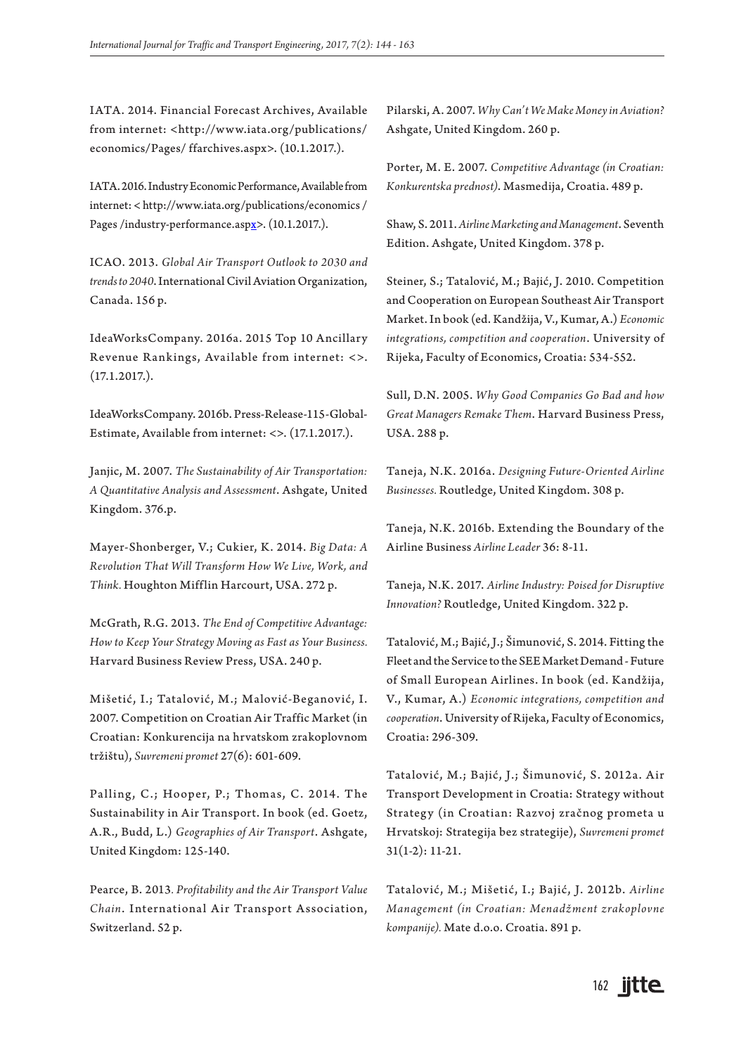IATA. 2014. Financial Forecast Archives, Available from internet: <http://www.iata.org/publications/economics/Pages/ ffarchives.aspx>. (10.1.2017.).

IATA. 2016. Industry Economic Performance, Available from internet: < http://www.iata.org/publications/economics / Pages /industry-performance.aspx>. (10.1.2017.).

ICAO. 2013. *Global Air Transport Outlook to 2030 and trends to 2040*. International Civil Aviation Organization, Canada. 156 p.

IdeaWorksCompany. 2016a. 2015 Top 10 Ancillary Revenue Rankings, Available from internet: <>. (17.1.2017.).

IdeaWorksCompany. 2016b. Press-Release-115-Global-Estimate, Available from internet: <>. (17.1.2017.).

Janjic, M. 2007. *The Sustainability of Air Transportation: A Quantitative Analysis and Assessment*. Ashgate, United Kingdom. 376.p.

Mayer-Shonberger, V.; Cukier, K. 2014. *Big Data: A Revolution That Will Transform How We Live, Work, and Think.* Houghton Mifflin Harcourt, USA. 272 p.

McGrath, R.G. 2013. *The End of Competitive Advantage: How to Keep Your Strategy Moving as Fast as Your Business.* Harvard Business Review Press, USA. 240 p.

Mišetić, I.; Tatalović, M.; Malović-Beganović, I. 2007. Competition on Croatian Air Traffic Market (in Croatian: Konkurencija na hrvatskom zrakoplovnom tržištu), *Suvremeni promet* 27(6): 601-609.

Palling, C.; Hooper, P.; Thomas, C. 2014. The Sustainability in Air Transport. In book (ed. Goetz, A.R., Budd, L.) *Geographies of Air Transport*. Ashgate, United Kingdom: 125-140.

Pearce, B. 2013. *Profitability and the Air Transport Value Chain*. International Air Transport Association, Switzerland. 52 p.

Pilarski, A. 2007. *Why Can't We Make Money in Aviation?* Ashgate, United Kingdom. 260 p.

Porter, M. E. 2007. *Competitive Advantage (in Croatian: Konkurentska prednost)*. Masmedija, Croatia. 489 p.

Shaw, S. 2011. *Airline Marketing and Management*. Seventh Edition. Ashgate, United Kingdom. 378 p.

Steiner, S.; Tatalović, M.; Bajić, J. 2010. Competition and Cooperation on European Southeast Air Transport Market. In book (ed. Kandžija, V., Kumar, A.) *Economic integrations, competition and cooperation*. University of Rijeka, Faculty of Economics, Croatia: 534-552.

Sull, D.N. 2005. *Why Good Companies Go Bad and how Great Managers Remake Them*. Harvard Business Press, USA. 288 p.

Taneja, N.K. 2016a. *Designing Future-Oriented Airline Businesses.* Routledge, United Kingdom. 308 p.

Taneja, N.K. 2016b. Extending the Boundary of the Airline Business *Airline Leader* 36: 8-11.

Taneja, N.K. 2017. *Airline Industry: Poised for Disruptive Innovation?* Routledge, United Kingdom. 322 p.

Tatalović, M.; Bajić, J.; Šimunović, S. 2014. Fitting the Fleet and the Service to the SEE Market Demand - Future of Small European Airlines. In book (ed. Kandžija, V., Kumar, A.) *Economic integrations, competition and cooperation*. University of Rijeka, Faculty of Economics, Croatia: 296-309.

Tatalović, M.; Bajić, J.; Šimunović, S. 2012a. Air Transport Development in Croatia: Strategy without Strategy (in Croatian: Razvoj zračnog prometa u Hrvatskoj: Strategija bez strategije), *Suvremeni promet* 31(1-2): 11-21.

Tatalović, M.; Mišetić, I.; Bajić, J. 2012b. *Airline Management (in Croatian: Menadžment zrakoplovne kompanije).* Mate d.o.o. Croatia. 891 p.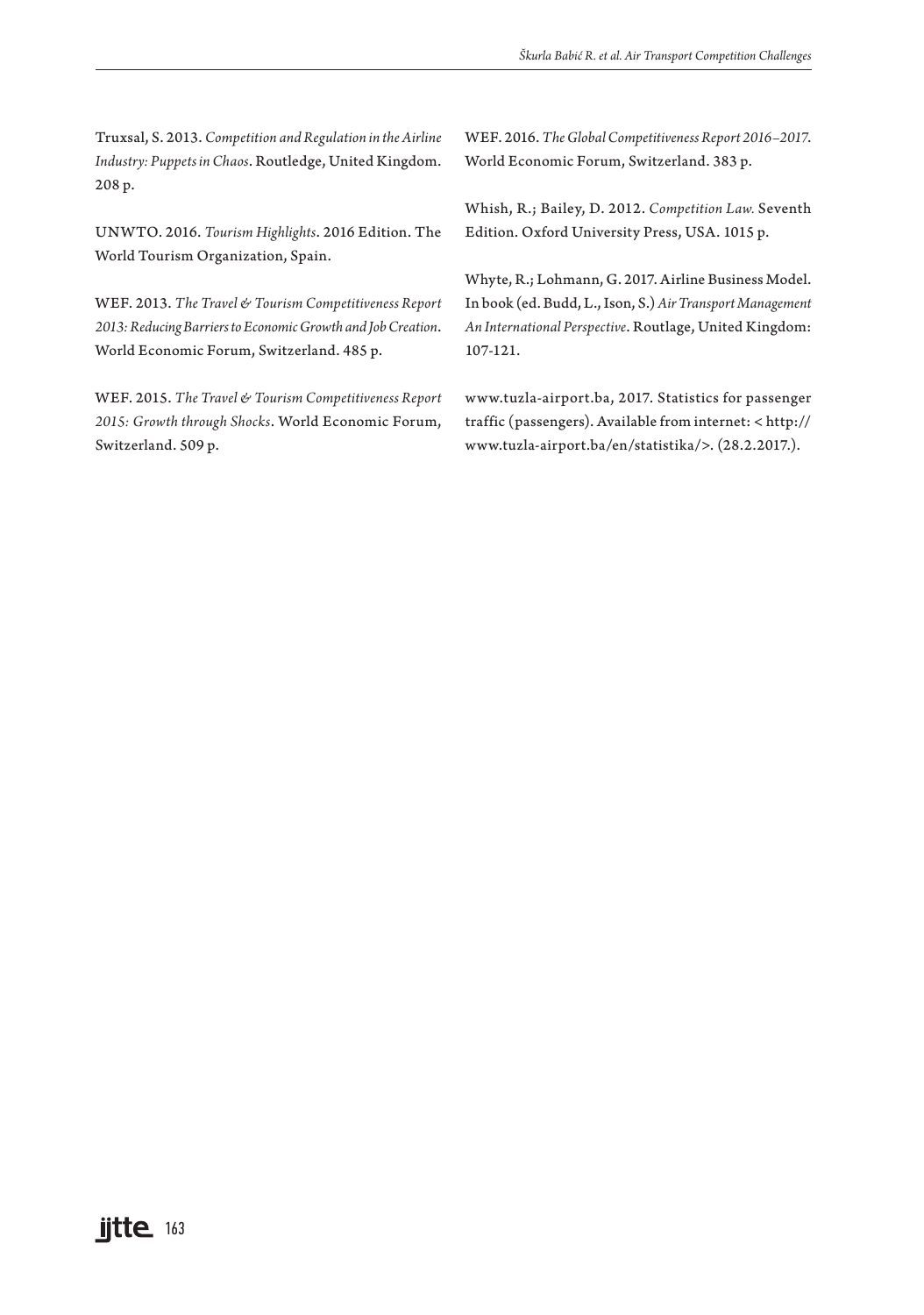Truxsal, S. 2013. *Competition and Regulation in the Airline Industry: Puppets in Chaos*. Routledge, United Kingdom. 208 p.

UNWTO. 2016. *Tourism Highlights*. 2016 Edition. The World Tourism Organization, Spain.

WEF. 2013. *The Travel & Tourism Competitiveness Report 2013: Reducing Barriers to Economic Growth and Job Creation*. World Economic Forum, Switzerland. 485 p.

WEF. 2015. *The Travel & Tourism Competitiveness Report 2015: Growth through Shocks*. World Economic Forum, Switzerland. 509 p.

WEF. 2016. *The Global Competitiveness Report 2016–2017*. World Economic Forum, Switzerland. 383 p.

Whish, R.; Bailey, D. 2012. *Competition Law.* Seventh Edition. Oxford University Press, USA. 1015 p.

Whyte, R.; Lohmann, G. 2017. Airline Business Model. In book (ed. Budd, L., Ison, S.) *Air Transport Management An International Perspective*. Routlage, United Kingdom: 107-121.

www.tuzla-airport.ba, 2017. Statistics for passenger traffic (passengers). Available from internet: < http://www.tuzla-airport.ba/en/statistika/>. (28.2.2017.).